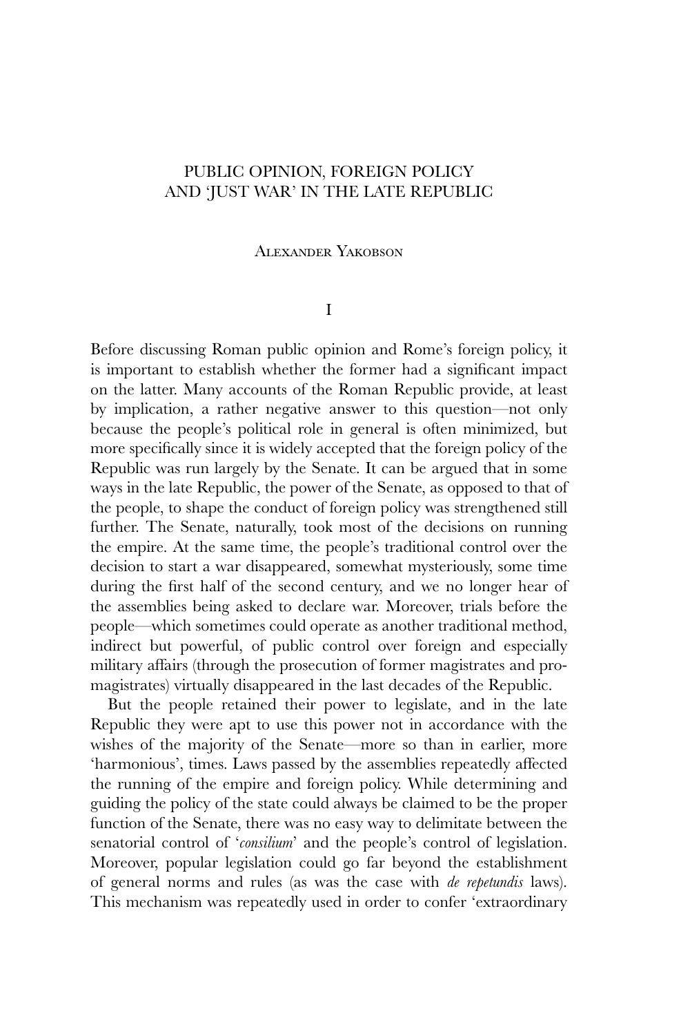# PUBLIC OPINION, FOREIGN POLICY AND 'JUST WAR' IN THE LATE REPUBLIC

Alexander Yakobson

## I

Before discussing Roman public opinion and Rome's foreign policy, it is important to establish whether the former had a significant impact on the latter. Many accounts of the Roman Republic provide, at least by implication, a rather negative answer to this question—not only because the people's political role in general is often minimized, but more specifically since it is widely accepted that the foreign policy of the Republic was run largely by the Senate. It can be argued that in some ways in the late Republic, the power of the Senate, as opposed to that of the people, to shape the conduct of foreign policy was strengthened still further. The Senate, naturally, took most of the decisions on running the empire. At the same time, the people's traditional control over the decision to start a war disappeared, somewhat mysteriously, some time during the first half of the second century, and we no longer hear of the assemblies being asked to declare war. Moreover, trials before the people—which sometimes could operate as another traditional method, indirect but powerful, of public control over foreign and especially military affairs (through the prosecution of former magistrates and pro-magistrates) virtually disappeared in the last decades of the Republic.

But the people retained their power to legislate, and in the late Republic they were apt to use this power not in accordance with the wishes of the majority of the Senate—more so than in earlier, more 'harmonious', times. Laws passed by the assemblies repeatedly affected the running of the empire and foreign policy. While determining and guiding the policy of the state could always be claimed to be the proper function of the Senate, there was no easy way to delimitate between the senatorial control of '*consilium*' and the people's control of legislation. Moreover, popular legislation could go far beyond the establishment of general norms and rules (as was the case with *de repetundis* laws). This mechanism was repeatedly used in order to confer 'extraordinary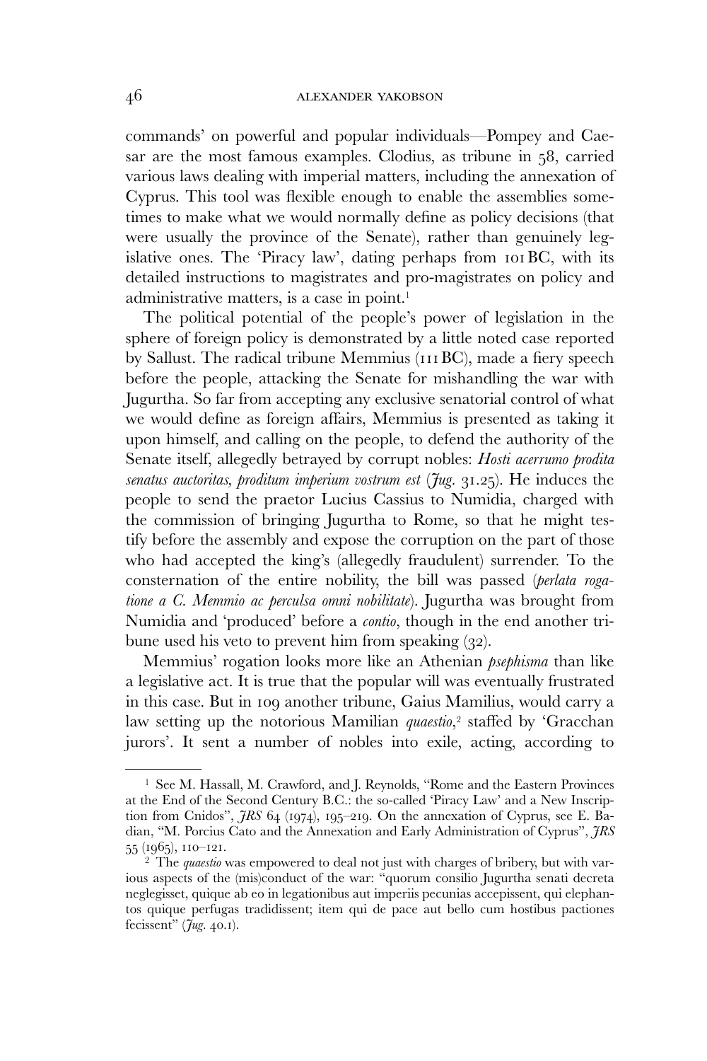commands' on powerful and popular individuals—Pompey and Caesar are the most famous examples. Clodius, as tribune in 58, carried various laws dealing with imperial matters, including the annexation of Cyprus. This tool was flexible enough to enable the assemblies sometimes to make what we would normally define as policy decisions (that were usually the province of the Senate), rather than genuinely legislative ones. The 'Piracy law', dating perhaps from 101 BC, with its detailed instructions to magistrates and pro-magistrates on policy and administrative matters, is a case in point.[1]

The political potential of the people's power of legislation in the sphere of foreign policy is demonstrated by a little noted case reported by Sallust. The radical tribune Memmius (111 BC), made a fiery speech before the people, attacking the Senate for mishandling the war with Jugurtha. So far from accepting any exclusive senatorial control of what we would define as foreign affairs, Memmius is presented as taking it upon himself, and calling on the people, to defend the authority of the Senate itself, allegedly betrayed by corrupt nobles: *Hosti acerrumo prodita senatus auctoritas, proditum imperium vostrum est* (*Jug.* 31.25). He induces the people to send the praetor Lucius Cassius to Numidia, charged with the commission of bringing Jugurtha to Rome, so that he might testify before the assembly and expose the corruption on the part of those who had accepted the king's (allegedly fraudulent) surrender. To the consternation of the entire nobility, the bill was passed (*perlata rogatione a C. Memmio ac perculsa omni nobilitate*). Jugurtha was brought from Numidia and 'produced' before a *contio*, though in the end another tribune used his veto to prevent him from speaking (32).

Memmius' rogation looks more like an Athenian *psephisma* than like a legislative act. It is true that the popular will was eventually frustrated in this case. But in 109 another tribune, Gaius Mamilius, would carry a law setting up the notorious Mamilian *quaestio*,[2] staffed by 'Gracchan jurors'. It sent a number of nobles into exile, acting, according to

---

[1] See M. Hassall, M. Crawford, and J. Reynolds, "Rome and the Eastern Provinces at the End of the Second Century B.C.: the so-called 'Piracy Law' and a New Inscription from Cnidos", *JRS* 64 (1974), 195–219. On the annexation of Cyprus, see E. Badian, "M. Porcius Cato and the Annexation and Early Administration of Cyprus", *JRS* 55 (1965), 110–121.

[2] The *quaestio* was empowered to deal not just with charges of bribery, but with various aspects of the (mis)conduct of the war: "quorum consilio Jugurtha senati decreta neglegisset, quique ab eo in legationibus aut imperiis pecunias accepissent, qui elephantos quique perfugas tradidissent; item qui de pace aut bello cum hostibus pactiones fecissent" (*Jug.* 40.1).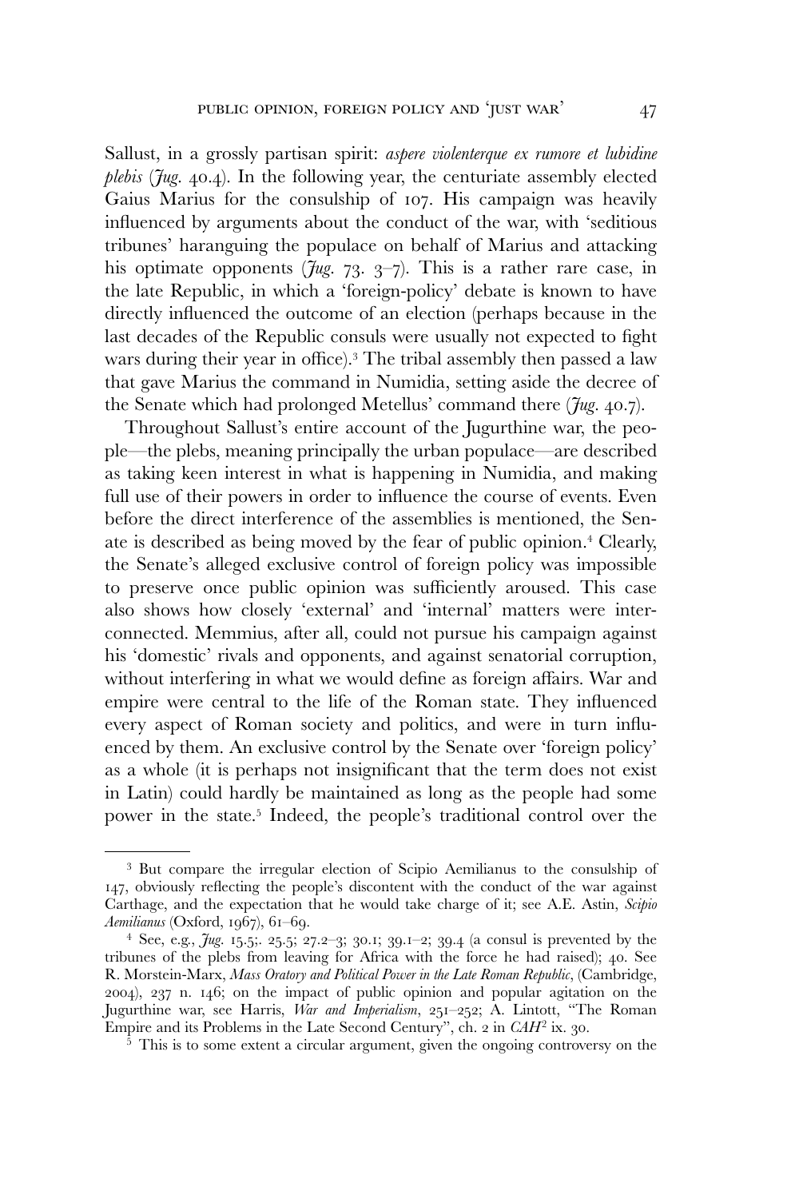Sallust, in a grossly partisan spirit: *aspere violenterque ex rumore et lubidine plebis* (*Jug.* 40.4). In the following year, the centuriate assembly elected Gaius Marius for the consulship of 107. His campaign was heavily influenced by arguments about the conduct of the war, with 'seditious tribunes' haranguing the populace on behalf of Marius and attacking his optimate opponents (*Jug.* 73. 3–7). This is a rather rare case, in the late Republic, in which a 'foreign-policy' debate is known to have directly influenced the outcome of an election (perhaps because in the last decades of the Republic consuls were usually not expected to fight wars during their year in office).[3] The tribal assembly then passed a law that gave Marius the command in Numidia, setting aside the decree of the Senate which had prolonged Metellus' command there (*Jug.* 40.7).

Throughout Sallust's entire account of the Jugurthine war, the people—the plebs, meaning principally the urban populace—are described as taking keen interest in what is happening in Numidia, and making full use of their powers in order to influence the course of events. Even before the direct interference of the assemblies is mentioned, the Senate is described as being moved by the fear of public opinion.[4] Clearly, the Senate's alleged exclusive control of foreign policy was impossible to preserve once public opinion was sufficiently aroused. This case also shows how closely 'external' and 'internal' matters were interconnected. Memmius, after all, could not pursue his campaign against his 'domestic' rivals and opponents, and against senatorial corruption, without interfering in what we would define as foreign affairs. War and empire were central to the life of the Roman state. They influenced every aspect of Roman society and politics, and were in turn influenced by them. An exclusive control by the Senate over 'foreign policy' as a whole (it is perhaps not insignificant that the term does not exist in Latin) could hardly be maintained as long as the people had some power in the state.[5] Indeed, the people's traditional control over the

---

[3] But compare the irregular election of Scipio Aemilianus to the consulship of 147, obviously reflecting the people's discontent with the conduct of the war against Carthage, and the expectation that he would take charge of it; see A.E. Astin, *Scipio Aemilianus* (Oxford, 1967), 61–69.

[4] See, e.g., *Jug.* 15.5;. 25.5; 27.2–3; 30.1; 39.1–2; 39.4 (a consul is prevented by the tribunes of the plebs from leaving for Africa with the force he had raised); 40. See R. Morstein-Marx, *Mass Oratory and Political Power in the Late Roman Republic*, (Cambridge, 2004), 237 n. 146; on the impact of public opinion and popular agitation on the Jugurthine war, see Harris, *War and Imperialism*, 251–252; A. Lintott, "The Roman Empire and its Problems in the Late Second Century", ch. 2 in *CAH*² ix. 30.

[5] This is to some extent a circular argument, given the ongoing controversy on the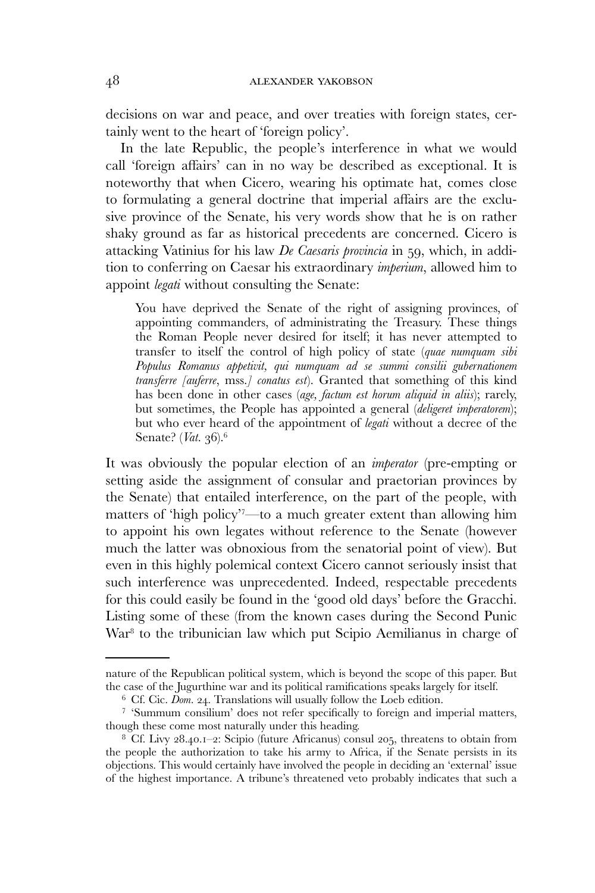decisions on war and peace, and over treaties with foreign states, certainly went to the heart of 'foreign policy'.

In the late Republic, the people's interference in what we would call 'foreign affairs' can in no way be described as exceptional. It is noteworthy that when Cicero, wearing his optimate hat, comes close to formulating a general doctrine that imperial affairs are the exclusive province of the Senate, his very words show that he is on rather shaky ground as far as historical precedents are concerned. Cicero is attacking Vatinius for his law *De Caesaris provincia* in 59, which, in addition to conferring on Caesar his extraordinary *imperium*, allowed him to appoint *legati* without consulting the Senate:

> You have deprived the Senate of the right of assigning provinces, of appointing commanders, of administrating the Treasury. These things the Roman People never desired for itself; it has never attempted to transfer to itself the control of high policy of state (*quae numquam sibi Populus Romanus appetivit, qui numquam ad se summi consilii gubernationem transferre [auferre,* mss.*] conatus est*). Granted that something of this kind has been done in other cases (*age, factum est horum aliquid in aliis*); rarely, but sometimes, the People has appointed a general (*deligeret imperatorem*); but who ever heard of the appointment of *legati* without a decree of the Senate? (*Vat.* 36).[6]

It was obviously the popular election of an *imperator* (pre-empting or setting aside the assignment of consular and praetorian provinces by the Senate) that entailed interference, on the part of the people, with matters of 'high policy'[7]—to a much greater extent than allowing him to appoint his own legates without reference to the Senate (however much the latter was obnoxious from the senatorial point of view). But even in this highly polemical context Cicero cannot seriously insist that such interference was unprecedented. Indeed, respectable precedents for this could easily be found in the 'good old days' before the Gracchi. Listing some of these (from the known cases during the Second Punic War[8] to the tribunician law which put Scipio Aemilianus in charge of

---

nature of the Republican political system, which is beyond the scope of this paper. But the case of the Jugurthine war and its political ramifications speaks largely for itself.

[6] Cf. Cic. *Dom.* 24. Translations will usually follow the Loeb edition.

[7] 'Summum consilium' does not refer specifically to foreign and imperial matters, though these come most naturally under this heading.

[8] Cf. Livy 28.40.1–2: Scipio (future Africanus) consul 205, threatens to obtain from the people the authorization to take his army to Africa, if the Senate persists in its objections. This would certainly have involved the people in deciding an 'external' issue of the highest importance. A tribune's threatened veto probably indicates that such a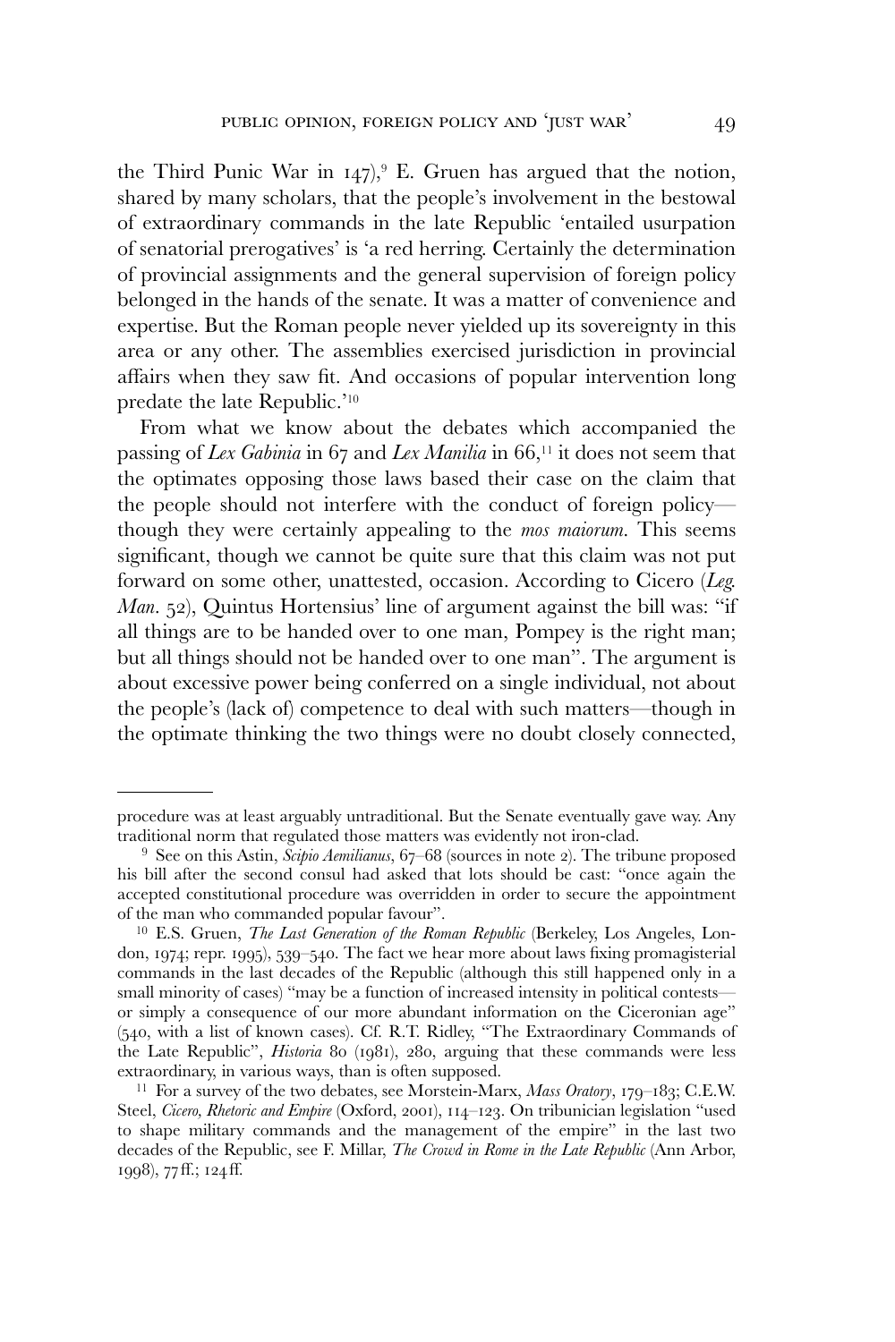the Third Punic War in 147),[9] E. Gruen has argued that the notion, shared by many scholars, that the people's involvement in the bestowal of extraordinary commands in the late Republic 'entailed usurpation of senatorial prerogatives' is 'a red herring. Certainly the determination of provincial assignments and the general supervision of foreign policy belonged in the hands of the senate. It was a matter of convenience and expertise. But the Roman people never yielded up its sovereignty in this area or any other. The assemblies exercised jurisdiction in provincial affairs when they saw fit. And occasions of popular intervention long predate the late Republic.'[10]

From what we know about the debates which accompanied the passing of *Lex Gabinia* in 67 and *Lex Manilia* in 66,[11] it does not seem that the optimates opposing those laws based their case on the claim that the people should not interfere with the conduct of foreign policy—though they were certainly appealing to the *mos maiorum*. This seems significant, though we cannot be quite sure that this claim was not put forward on some other, unattested, occasion. According to Cicero (*Leg. Man.* 52), Quintus Hortensius' line of argument against the bill was: "if all things are to be handed over to one man, Pompey is the right man; but all things should not be handed over to one man". The argument is about excessive power being conferred on a single individual, not about the people's (lack of) competence to deal with such matters—though in the optimate thinking the two things were no doubt closely connected,

---

procedure was at least arguably untraditional. But the Senate eventually gave way. Any traditional norm that regulated those matters was evidently not iron-clad.

[9] See on this Astin, *Scipio Aemilianus*, 67–68 (sources in note 2). The tribune proposed his bill after the second consul had asked that lots should be cast: "once again the accepted constitutional procedure was overridden in order to secure the appointment of the man who commanded popular favour".

[10] E.S. Gruen, *The Last Generation of the Roman Republic* (Berkeley, Los Angeles, London, 1974; repr. 1995), 539–540. The fact we hear more about laws fixing promagisterial commands in the last decades of the Republic (although this still happened only in a small minority of cases) "may be a function of increased intensity in political contests—or simply a consequence of our more abundant information on the Ciceronian age" (540, with a list of known cases). Cf. R.T. Ridley, "The Extraordinary Commands of the Late Republic", *Historia* 80 (1981), 280, arguing that these commands were less extraordinary, in various ways, than is often supposed.

[11] For a survey of the two debates, see Morstein-Marx, *Mass Oratory*, 179–183; C.E.W. Steel, *Cicero, Rhetoric and Empire* (Oxford, 2001), 114–123. On tribunician legislation "used to shape military commands and the management of the empire" in the last two decades of the Republic, see F. Millar, *The Crowd in Rome in the Late Republic* (Ann Arbor, 1998), 77 ff.; 124 ff.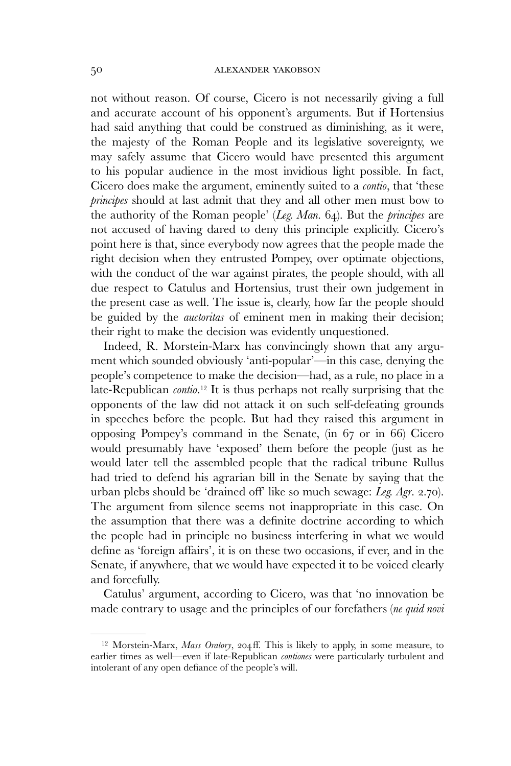not without reason. Of course, Cicero is not necessarily giving a full and accurate account of his opponent's arguments. But if Hortensius had said anything that could be construed as diminishing, as it were, the majesty of the Roman People and its legislative sovereignty, we may safely assume that Cicero would have presented this argument to his popular audience in the most invidious light possible. In fact, Cicero does make the argument, eminently suited to a *contio*, that 'these *principes* should at last admit that they and all other men must bow to the authority of the Roman people' (*Leg. Man.* 64). But the *principes* are not accused of having dared to deny this principle explicitly. Cicero's point here is that, since everybody now agrees that the people made the right decision when they entrusted Pompey, over optimate objections, with the conduct of the war against pirates, the people should, with all due respect to Catulus and Hortensius, trust their own judgement in the present case as well. The issue is, clearly, how far the people should be guided by the *auctoritas* of eminent men in making their decision; their right to make the decision was evidently unquestioned.

Indeed, R. Morstein-Marx has convincingly shown that any argument which sounded obviously 'anti-popular'—in this case, denying the people's competence to make the decision—had, as a rule, no place in a late-Republican *contio*.[12] It is thus perhaps not really surprising that the opponents of the law did not attack it on such self-defeating grounds in speeches before the people. But had they raised this argument in opposing Pompey's command in the Senate, (in 67 or in 66) Cicero would presumably have 'exposed' them before the people (just as he would later tell the assembled people that the radical tribune Rullus had tried to defend his agrarian bill in the Senate by saying that the urban plebs should be 'drained off' like so much sewage: *Leg. Agr.* 2.70). The argument from silence seems not inappropriate in this case. On the assumption that there was a definite doctrine according to which the people had in principle no business interfering in what we would define as 'foreign affairs', it is on these two occasions, if ever, and in the Senate, if anywhere, that we would have expected it to be voiced clearly and forcefully.

Catulus' argument, according to Cicero, was that 'no innovation be made contrary to usage and the principles of our forefathers (*ne quid novi*

---

[12] Morstein-Marx, *Mass Oratory*, 204ff. This is likely to apply, in some measure, to earlier times as well—even if late-Republican *contiones* were particularly turbulent and intolerant of any open defiance of the people's will.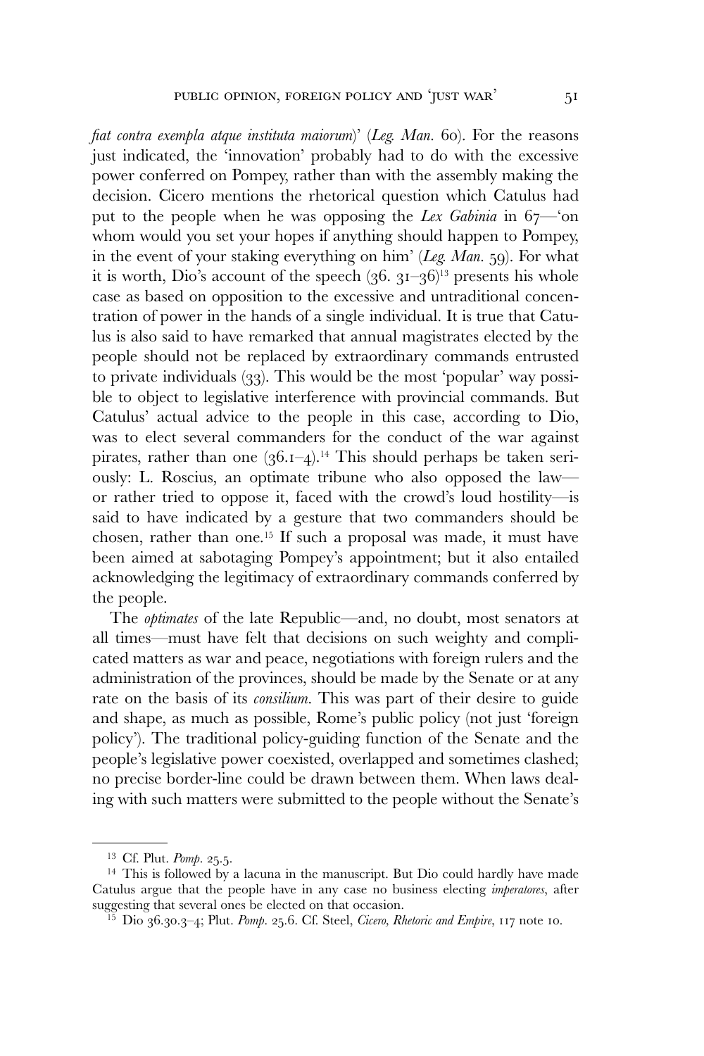*fiat contra exempla atque instituta maiorum*)' (*Leg. Man.* 60). For the reasons just indicated, the 'innovation' probably had to do with the excessive power conferred on Pompey, rather than with the assembly making the decision. Cicero mentions the rhetorical question which Catulus had put to the people when he was opposing the *Lex Gabinia* in 67—'on whom would you set your hopes if anything should happen to Pompey, in the event of your staking everything on him' (*Leg. Man.* 59). For what it is worth, Dio's account of the speech (36. 31–36)[13] presents his whole case as based on opposition to the excessive and untraditional concentration of power in the hands of a single individual. It is true that Catulus is also said to have remarked that annual magistrates elected by the people should not be replaced by extraordinary commands entrusted to private individuals (33). This would be the most 'popular' way possible to object to legislative interference with provincial commands. But Catulus' actual advice to the people in this case, according to Dio, was to elect several commanders for the conduct of the war against pirates, rather than one (36.1–4).[14] This should perhaps be taken seriously: L. Roscius, an optimate tribune who also opposed the law—or rather tried to oppose it, faced with the crowd's loud hostility—is said to have indicated by a gesture that two commanders should be chosen, rather than one.[15] If such a proposal was made, it must have been aimed at sabotaging Pompey's appointment; but it also entailed acknowledging the legitimacy of extraordinary commands conferred by the people.

The *optimates* of the late Republic—and, no doubt, most senators at all times—must have felt that decisions on such weighty and complicated matters as war and peace, negotiations with foreign rulers and the administration of the provinces, should be made by the Senate or at any rate on the basis of its *consilium*. This was part of their desire to guide and shape, as much as possible, Rome's public policy (not just 'foreign policy'). The traditional policy-guiding function of the Senate and the people's legislative power coexisted, overlapped and sometimes clashed; no precise border-line could be drawn between them. When laws dealing with such matters were submitted to the people without the Senate's

---

[13] Cf. Plut. *Pomp.* 25.5.

[14] This is followed by a lacuna in the manuscript. But Dio could hardly have made Catulus argue that the people have in any case no business electing *imperatores*, after suggesting that several ones be elected on that occasion.

[15] Dio 36.30.3–4; Plut. *Pomp.* 25.6. Cf. Steel, *Cicero, Rhetoric and Empire*, 117 note 10.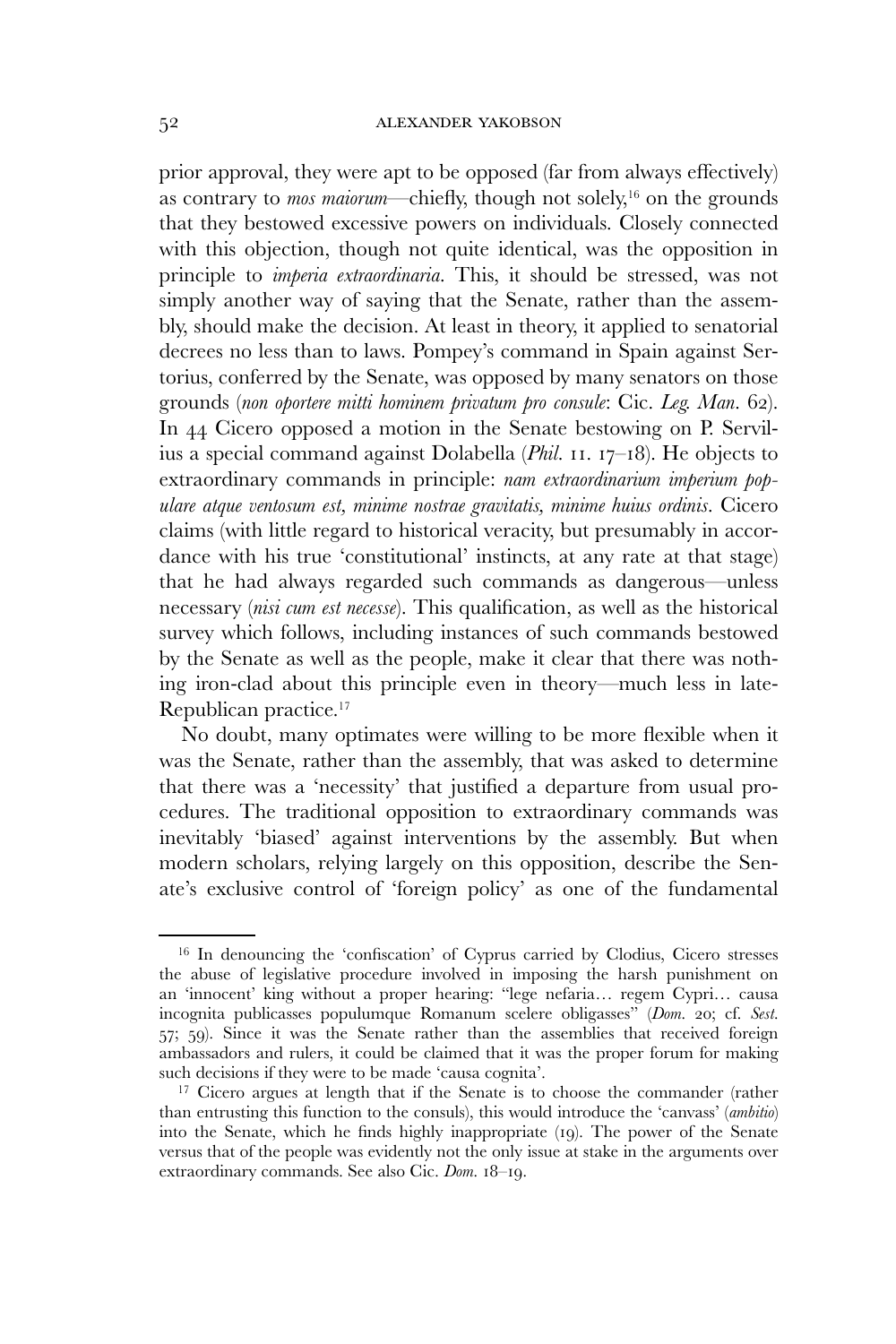prior approval, they were apt to be opposed (far from always effectively) as contrary to *mos maiorum*—chiefly, though not solely,[16] on the grounds that they bestowed excessive powers on individuals. Closely connected with this objection, though not quite identical, was the opposition in principle to *imperia extraordinaria*. This, it should be stressed, was not simply another way of saying that the Senate, rather than the assembly, should make the decision. At least in theory, it applied to senatorial decrees no less than to laws. Pompey's command in Spain against Sertorius, conferred by the Senate, was opposed by many senators on those grounds (*non oportere mitti hominem privatum pro consule*: Cic. *Leg. Man.* 62). In 44 Cicero opposed a motion in the Senate bestowing on P. Servilius a special command against Dolabella (*Phil.* 11. 17–18). He objects to extraordinary commands in principle: *nam extraordinarium imperium populare atque ventosum est, minime nostrae gravitatis, minime huius ordinis*. Cicero claims (with little regard to historical veracity, but presumably in accordance with his true 'constitutional' instincts, at any rate at that stage) that he had always regarded such commands as dangerous—unless necessary (*nisi cum est necesse*). This qualification, as well as the historical survey which follows, including instances of such commands bestowed by the Senate as well as the people, make it clear that there was nothing iron-clad about this principle even in theory—much less in late-Republican practice.[17]

No doubt, many optimates were willing to be more flexible when it was the Senate, rather than the assembly, that was asked to determine that there was a 'necessity' that justified a departure from usual procedures. The traditional opposition to extraordinary commands was inevitably 'biased' against interventions by the assembly. But when modern scholars, relying largely on this opposition, describe the Senate's exclusive control of 'foreign policy' as one of the fundamental

---

[16] In denouncing the 'confiscation' of Cyprus carried by Clodius, Cicero stresses the abuse of legislative procedure involved in imposing the harsh punishment on an 'innocent' king without a proper hearing: "lege nefaria… regem Cypri… causa incognita publicasses populumque Romanum scelere obligasses" (*Dom.* 20; cf. *Sest.* 57; 59). Since it was the Senate rather than the assemblies that received foreign ambassadors and rulers, it could be claimed that it was the proper forum for making such decisions if they were to be made 'causa cognita'.

[17] Cicero argues at length that if the Senate is to choose the commander (rather than entrusting this function to the consuls), this would introduce the 'canvass' (*ambitio*) into the Senate, which he finds highly inappropriate (19). The power of the Senate versus that of the people was evidently not the only issue at stake in the arguments over extraordinary commands. See also Cic. *Dom.* 18–19.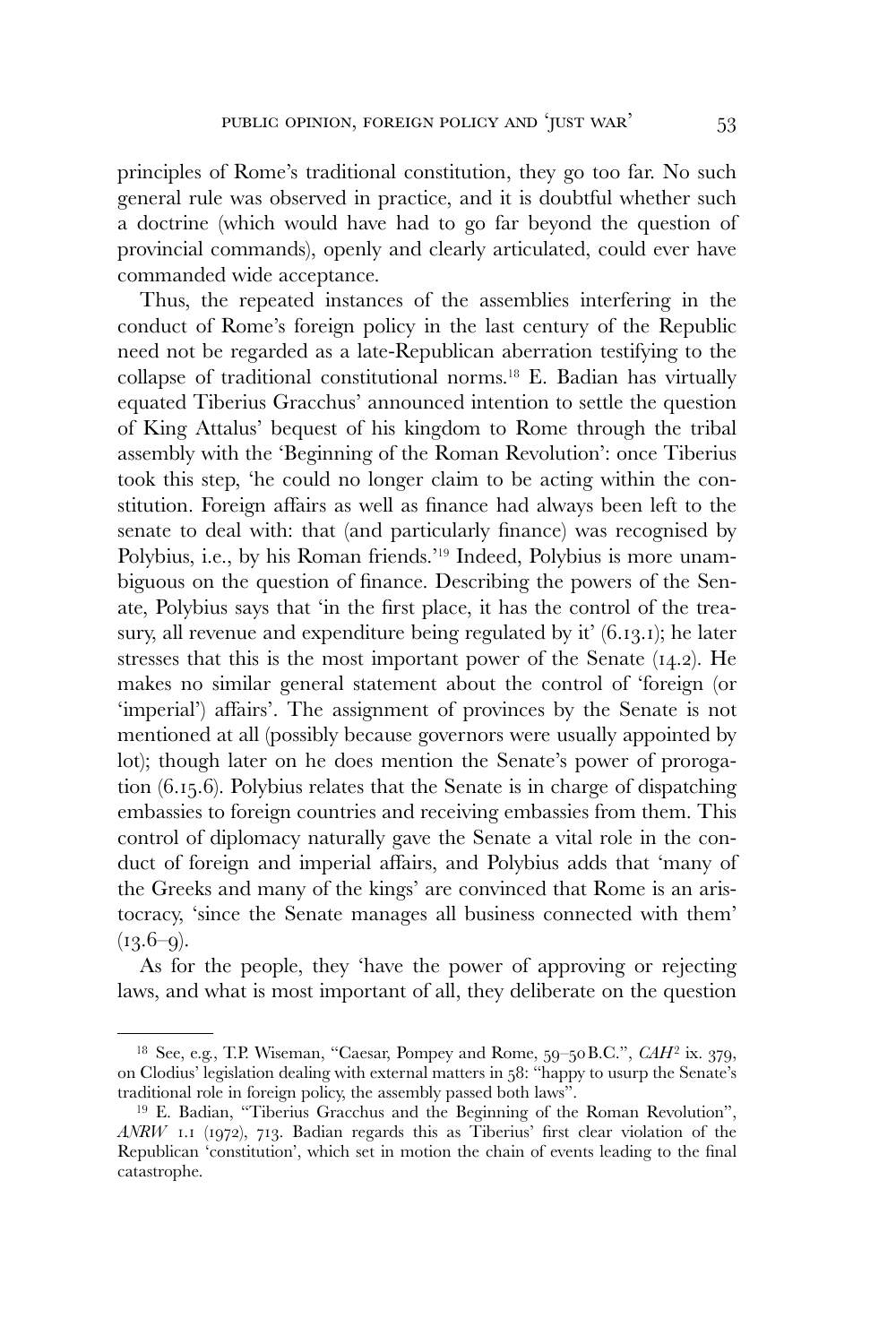principles of Rome's traditional constitution, they go too far. No such general rule was observed in practice, and it is doubtful whether such a doctrine (which would have had to go far beyond the question of provincial commands), openly and clearly articulated, could ever have commanded wide acceptance.

Thus, the repeated instances of the assemblies interfering in the conduct of Rome's foreign policy in the last century of the Republic need not be regarded as a late-Republican aberration testifying to the collapse of traditional constitutional norms.[18] E. Badian has virtually equated Tiberius Gracchus' announced intention to settle the question of King Attalus' bequest of his kingdom to Rome through the tribal assembly with the 'Beginning of the Roman Revolution': once Tiberius took this step, 'he could no longer claim to be acting within the constitution. Foreign affairs as well as finance had always been left to the senate to deal with: that (and particularly finance) was recognised by Polybius, i.e., by his Roman friends.'[19] Indeed, Polybius is more unambiguous on the question of finance. Describing the powers of the Senate, Polybius says that 'in the first place, it has the control of the treasury, all revenue and expenditure being regulated by it' (6.13.1); he later stresses that this is the most important power of the Senate (14.2). He makes no similar general statement about the control of 'foreign (or 'imperial') affairs'. The assignment of provinces by the Senate is not mentioned at all (possibly because governors were usually appointed by lot); though later on he does mention the Senate's power of prorogation (6.15.6). Polybius relates that the Senate is in charge of dispatching embassies to foreign countries and receiving embassies from them. This control of diplomacy naturally gave the Senate a vital role in the conduct of foreign and imperial affairs, and Polybius adds that 'many of the Greeks and many of the kings' are convinced that Rome is an aristocracy, 'since the Senate manages all business connected with them' (13.6–9).

As for the people, they 'have the power of approving or rejecting laws, and what is most important of all, they deliberate on the question

---

[18] See, e.g., T.P. Wiseman, "Caesar, Pompey and Rome, 59–50 B.C.", *CAH*² ix. 379, on Clodius' legislation dealing with external matters in 58: "happy to usurp the Senate's traditional role in foreign policy, the assembly passed both laws".

[19] E. Badian, "Tiberius Gracchus and the Beginning of the Roman Revolution", *ANRW* 1.1 (1972), 713. Badian regards this as Tiberius' first clear violation of the Republican 'constitution', which set in motion the chain of events leading to the final catastrophe.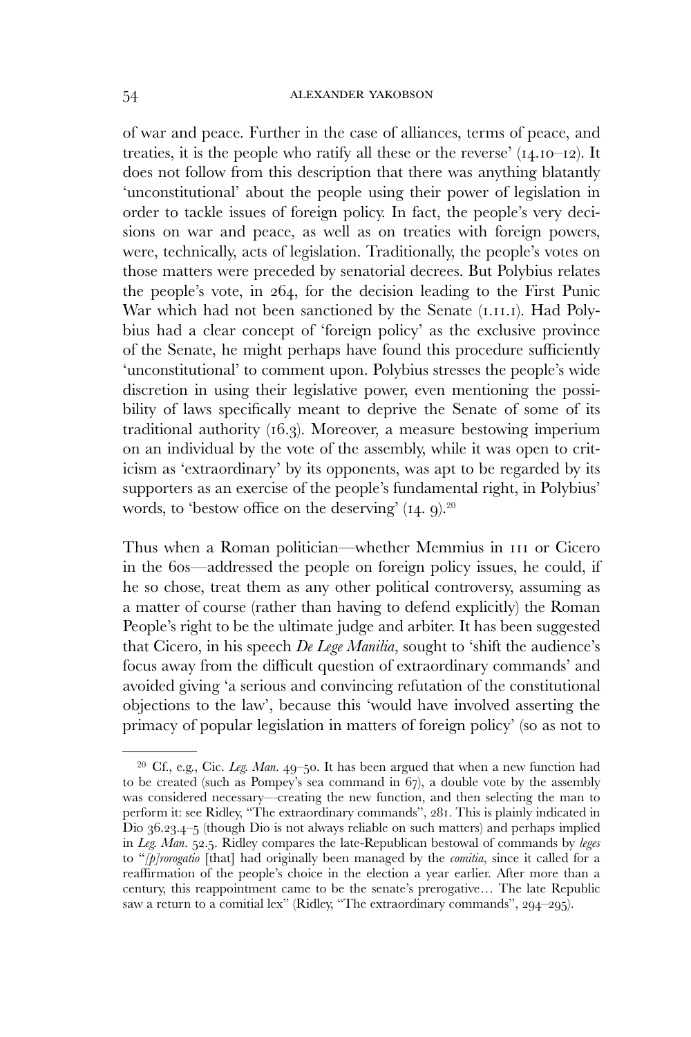of war and peace. Further in the case of alliances, terms of peace, and treaties, it is the people who ratify all these or the reverse' (14.10–12). It does not follow from this description that there was anything blatantly 'unconstitutional' about the people using their power of legislation in order to tackle issues of foreign policy. In fact, the people's very decisions on war and peace, as well as on treaties with foreign powers, were, technically, acts of legislation. Traditionally, the people's votes on those matters were preceded by senatorial decrees. But Polybius relates the people's vote, in 264, for the decision leading to the First Punic War which had not been sanctioned by the Senate (1.11.1). Had Polybius had a clear concept of 'foreign policy' as the exclusive province of the Senate, he might perhaps have found this procedure sufficiently 'unconstitutional' to comment upon. Polybius stresses the people's wide discretion in using their legislative power, even mentioning the possibility of laws specifically meant to deprive the Senate of some of its traditional authority (16.3). Moreover, a measure bestowing imperium on an individual by the vote of the assembly, while it was open to criticism as 'extraordinary' by its opponents, was apt to be regarded by its supporters as an exercise of the people's fundamental right, in Polybius' words, to 'bestow office on the deserving' (14. 9).[20]

Thus when a Roman politician—whether Memmius in 111 or Cicero in the 60s—addressed the people on foreign policy issues, he could, if he so chose, treat them as any other political controversy, assuming as a matter of course (rather than having to defend explicitly) the Roman People's right to be the ultimate judge and arbiter. It has been suggested that Cicero, in his speech *De Lege Manilia*, sought to 'shift the audience's focus away from the difficult question of extraordinary commands' and avoided giving 'a serious and convincing refutation of the constitutional objections to the law', because this 'would have involved asserting the primacy of popular legislation in matters of foreign policy' (so as not to

---

[20] Cf., e.g., Cic. *Leg. Man.* 49–50. It has been argued that when a new function had to be created (such as Pompey's sea command in 67), a double vote by the assembly was considered necessary—creating the new function, and then selecting the man to perform it: see Ridley, "The extraordinary commands", 281. This is plainly indicated in Dio 36.23.4–5 (though Dio is not always reliable on such matters) and perhaps implied in *Leg. Man.* 52.5. Ridley compares the late-Republican bestowal of commands by *leges* to "*[p]rorogatio* [that] had originally been managed by the *comitia*, since it called for a reaffirmation of the people's choice in the election a year earlier. After more than a century, this reappointment came to be the senate's prerogative… The late Republic saw a return to a comitial lex" (Ridley, "The extraordinary commands", 294–295).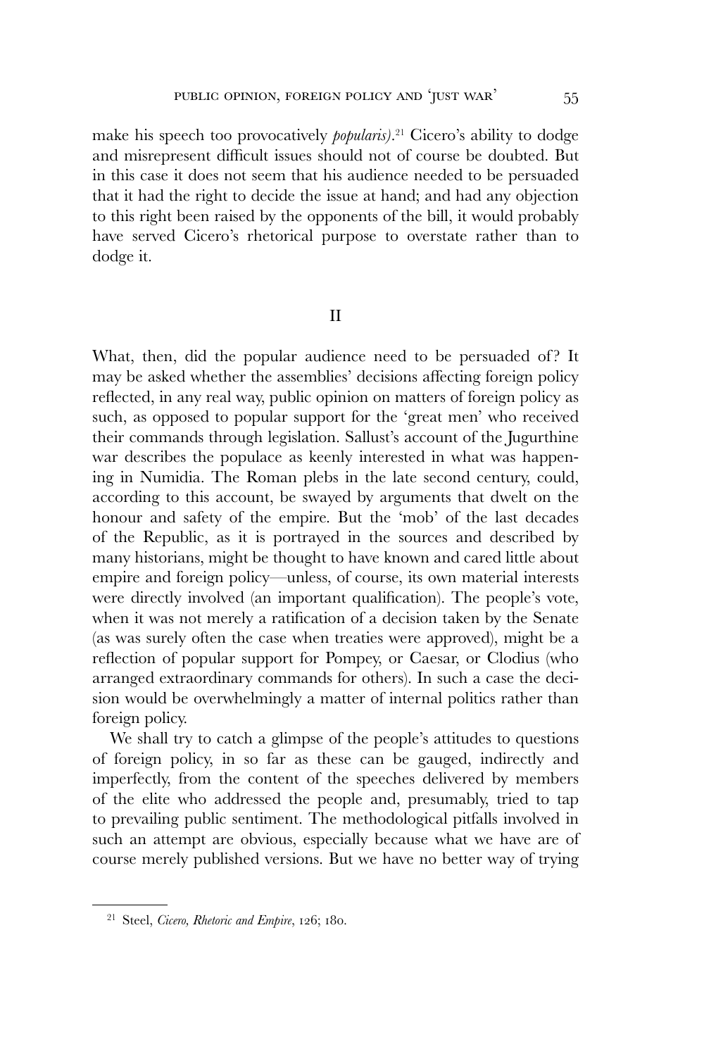make his speech too provocatively *popularis)*.[21] Cicero's ability to dodge and misrepresent difficult issues should not of course be doubted. But in this case it does not seem that his audience needed to be persuaded that it had the right to decide the issue at hand; and had any objection to this right been raised by the opponents of the bill, it would probably have served Cicero's rhetorical purpose to overstate rather than to dodge it.

## II

What, then, did the popular audience need to be persuaded of? It may be asked whether the assemblies' decisions affecting foreign policy reflected, in any real way, public opinion on matters of foreign policy as such, as opposed to popular support for the 'great men' who received their commands through legislation. Sallust's account of the Jugurthine war describes the populace as keenly interested in what was happening in Numidia. The Roman plebs in the late second century, could, according to this account, be swayed by arguments that dwelt on the honour and safety of the empire. But the 'mob' of the last decades of the Republic, as it is portrayed in the sources and described by many historians, might be thought to have known and cared little about empire and foreign policy—unless, of course, its own material interests were directly involved (an important qualification). The people's vote, when it was not merely a ratification of a decision taken by the Senate (as was surely often the case when treaties were approved), might be a reflection of popular support for Pompey, or Caesar, or Clodius (who arranged extraordinary commands for others). In such a case the decision would be overwhelmingly a matter of internal politics rather than foreign policy.

We shall try to catch a glimpse of the people's attitudes to questions of foreign policy, in so far as these can be gauged, indirectly and imperfectly, from the content of the speeches delivered by members of the elite who addressed the people and, presumably, tried to tap to prevailing public sentiment. The methodological pitfalls involved in such an attempt are obvious, especially because what we have are of course merely published versions. But we have no better way of trying

[21] Steel, *Cicero, Rhetoric and Empire*, 126; 180.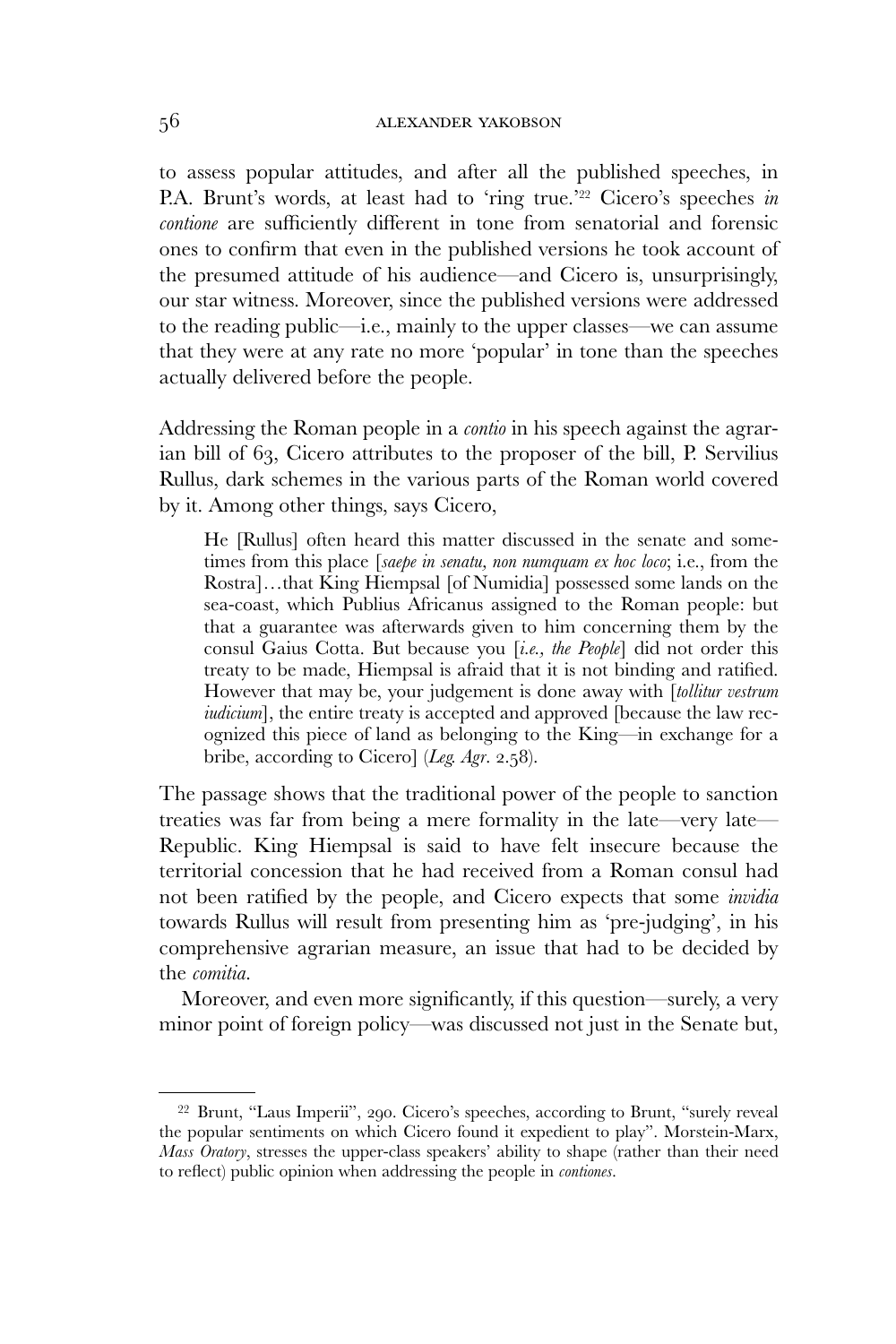to assess popular attitudes, and after all the published speeches, in P.A. Brunt's words, at least had to 'ring true.'[22] Cicero's speeches *in contione* are sufficiently different in tone from senatorial and forensic ones to confirm that even in the published versions he took account of the presumed attitude of his audience—and Cicero is, unsurprisingly, our star witness. Moreover, since the published versions were addressed to the reading public—i.e., mainly to the upper classes—we can assume that they were at any rate no more 'popular' in tone than the speeches actually delivered before the people.

Addressing the Roman people in a *contio* in his speech against the agrarian bill of 63, Cicero attributes to the proposer of the bill, P. Servilius Rullus, dark schemes in the various parts of the Roman world covered by it. Among other things, says Cicero,

> He [Rullus] often heard this matter discussed in the senate and sometimes from this place [*saepe in senatu, non numquam ex hoc loco*; i.e., from the Rostra]…that King Hiempsal [of Numidia] possessed some lands on the sea-coast, which Publius Africanus assigned to the Roman people: but that a guarantee was afterwards given to him concerning them by the consul Gaius Cotta. But because you [*i.e., the People*] did not order this treaty to be made, Hiempsal is afraid that it is not binding and ratified. However that may be, your judgement is done away with [*tollitur vestrum iudicium*], the entire treaty is accepted and approved [because the law recognized this piece of land as belonging to the King—in exchange for a bribe, according to Cicero] (*Leg. Agr.* 2.58).

The passage shows that the traditional power of the people to sanction treaties was far from being a mere formality in the late—very late—Republic. King Hiempsal is said to have felt insecure because the territorial concession that he had received from a Roman consul had not been ratified by the people, and Cicero expects that some *invidia* towards Rullus will result from presenting him as 'pre-judging', in his comprehensive agrarian measure, an issue that had to be decided by the *comitia*.

Moreover, and even more significantly, if this question—surely, a very minor point of foreign policy—was discussed not just in the Senate but,

---

[22] Brunt, "Laus Imperii", 290. Cicero's speeches, according to Brunt, "surely reveal the popular sentiments on which Cicero found it expedient to play". Morstein-Marx, *Mass Oratory*, stresses the upper-class speakers' ability to shape (rather than their need to reflect) public opinion when addressing the people in *contiones*.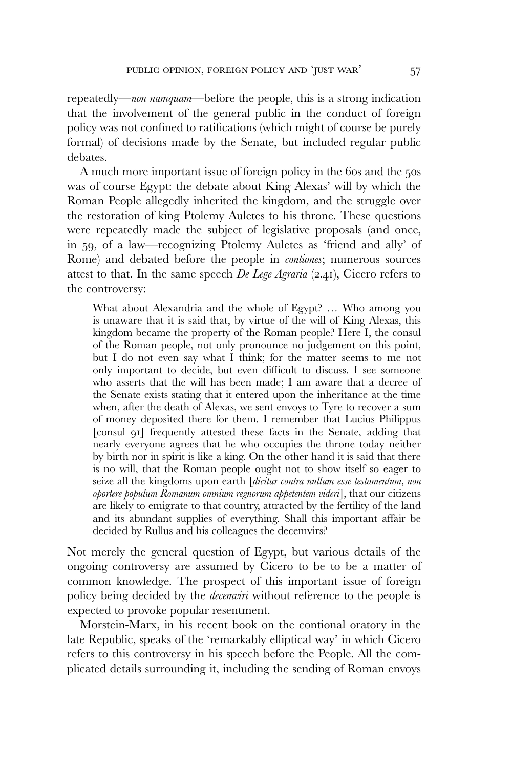repeatedly—*non numquam*—before the people, this is a strong indication that the involvement of the general public in the conduct of foreign policy was not confined to ratifications (which might of course be purely formal) of decisions made by the Senate, but included regular public debates.

A much more important issue of foreign policy in the 60s and the 50s was of course Egypt: the debate about King Alexas' will by which the Roman People allegedly inherited the kingdom, and the struggle over the restoration of king Ptolemy Auletes to his throne. These questions were repeatedly made the subject of legislative proposals (and once, in 59, of a law—recognizing Ptolemy Auletes as 'friend and ally' of Rome) and debated before the people in *contiones*; numerous sources attest to that. In the same speech *De Lege Agraria* (2.41), Cicero refers to the controversy:

> What about Alexandria and the whole of Egypt? … Who among you is unaware that it is said that, by virtue of the will of King Alexas, this kingdom became the property of the Roman people? Here I, the consul of the Roman people, not only pronounce no judgement on this point, but I do not even say what I think; for the matter seems to me not only important to decide, but even difficult to discuss. I see someone who asserts that the will has been made; I am aware that a decree of the Senate exists stating that it entered upon the inheritance at the time when, after the death of Alexas, we sent envoys to Tyre to recover a sum of money deposited there for them. I remember that Lucius Philippus [consul 91] frequently attested these facts in the Senate, adding that nearly everyone agrees that he who occupies the throne today neither by birth nor in spirit is like a king. On the other hand it is said that there is no will, that the Roman people ought not to show itself so eager to seize all the kingdoms upon earth [*dicitur contra nullum esse testamentum, non oportere populum Romanum omnium regnorum appetentem videri*], that our citizens are likely to emigrate to that country, attracted by the fertility of the land and its abundant supplies of everything. Shall this important affair be decided by Rullus and his colleagues the decemvirs?

Not merely the general question of Egypt, but various details of the ongoing controversy are assumed by Cicero to be to be a matter of common knowledge. The prospect of this important issue of foreign policy being decided by the *decemviri* without reference to the people is expected to provoke popular resentment.

Morstein-Marx, in his recent book on the contional oratory in the late Republic, speaks of the 'remarkably elliptical way' in which Cicero refers to this controversy in his speech before the People. All the complicated details surrounding it, including the sending of Roman envoys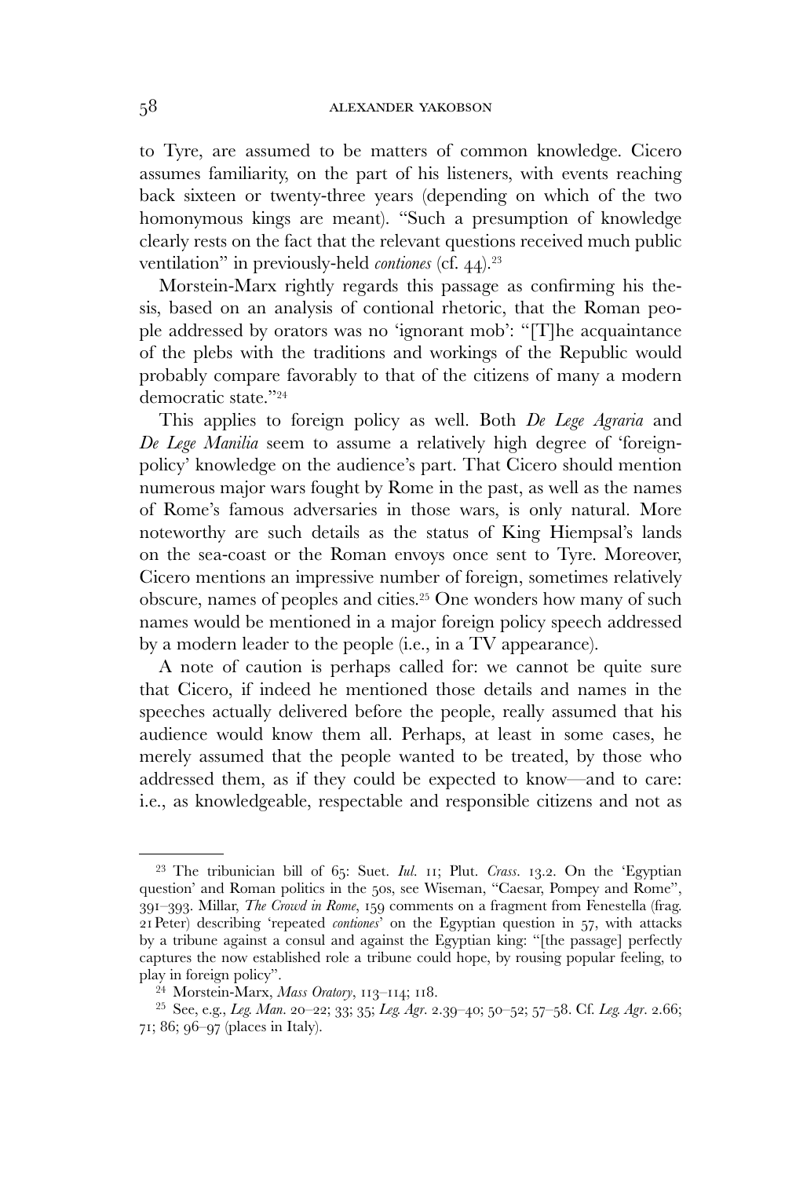to Tyre, are assumed to be matters of common knowledge. Cicero assumes familiarity, on the part of his listeners, with events reaching back sixteen or twenty-three years (depending on which of the two homonymous kings are meant). "Such a presumption of knowledge clearly rests on the fact that the relevant questions received much public ventilation" in previously-held *contiones* (cf. 44).[23]

Morstein-Marx rightly regards this passage as confirming his thesis, based on an analysis of contional rhetoric, that the Roman people addressed by orators was no 'ignorant mob': "[T]he acquaintance of the plebs with the traditions and workings of the Republic would probably compare favorably to that of the citizens of many a modern democratic state."[24]

This applies to foreign policy as well. Both *De Lege Agraria* and *De Lege Manilia* seem to assume a relatively high degree of 'foreign-policy' knowledge on the audience's part. That Cicero should mention numerous major wars fought by Rome in the past, as well as the names of Rome's famous adversaries in those wars, is only natural. More noteworthy are such details as the status of King Hiempsal's lands on the sea-coast or the Roman envoys once sent to Tyre. Moreover, Cicero mentions an impressive number of foreign, sometimes relatively obscure, names of peoples and cities.[25] One wonders how many of such names would be mentioned in a major foreign policy speech addressed by a modern leader to the people (i.e., in a TV appearance).

A note of caution is perhaps called for: we cannot be quite sure that Cicero, if indeed he mentioned those details and names in the speeches actually delivered before the people, really assumed that his audience would know them all. Perhaps, at least in some cases, he merely assumed that the people wanted to be treated, by those who addressed them, as if they could be expected to know—and to care: i.e., as knowledgeable, respectable and responsible citizens and not as

---

[23] The tribunician bill of 65: Suet. *Iul.* 11; Plut. *Crass.* 13.2. On the 'Egyptian question' and Roman politics in the 50s, see Wiseman, "Caesar, Pompey and Rome", 391–393. Millar, *The Crowd in Rome*, 159 comments on a fragment from Fenestella (frag. 21 Peter) describing 'repeated *contiones*' on the Egyptian question in 57, with attacks by a tribune against a consul and against the Egyptian king: "[the passage] perfectly captures the now established role a tribune could hope, by rousing popular feeling, to play in foreign policy".

[24] Morstein-Marx, *Mass Oratory*, 113–114; 118.

[25] See, e.g., *Leg. Man.* 20–22; 33; 35; *Leg. Agr.* 2.39–40; 50–52; 57–58. Cf. *Leg. Agr.* 2.66; 71; 86; 96–97 (places in Italy).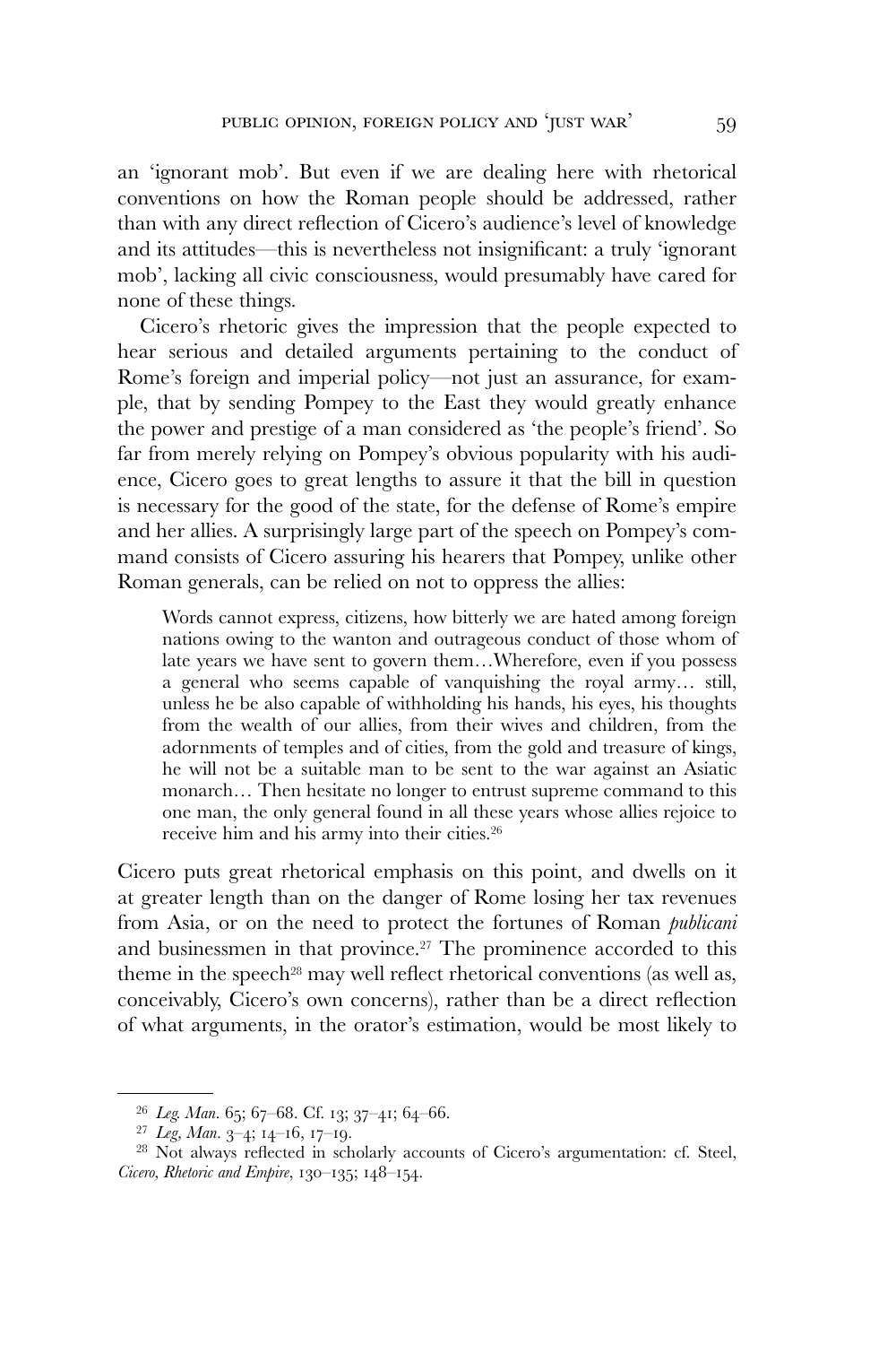an 'ignorant mob'. But even if we are dealing here with rhetorical conventions on how the Roman people should be addressed, rather than with any direct reflection of Cicero's audience's level of knowledge and its attitudes—this is nevertheless not insignificant: a truly 'ignorant mob', lacking all civic consciousness, would presumably have cared for none of these things.

Cicero's rhetoric gives the impression that the people expected to hear serious and detailed arguments pertaining to the conduct of Rome's foreign and imperial policy—not just an assurance, for example, that by sending Pompey to the East they would greatly enhance the power and prestige of a man considered as 'the people's friend'. So far from merely relying on Pompey's obvious popularity with his audience, Cicero goes to great lengths to assure it that the bill in question is necessary for the good of the state, for the defense of Rome's empire and her allies. A surprisingly large part of the speech on Pompey's command consists of Cicero assuring his hearers that Pompey, unlike other Roman generals, can be relied on not to oppress the allies:

> Words cannot express, citizens, how bitterly we are hated among foreign nations owing to the wanton and outrageous conduct of those whom of late years we have sent to govern them…Wherefore, even if you possess a general who seems capable of vanquishing the royal army… still, unless he be also capable of withholding his hands, his eyes, his thoughts from the wealth of our allies, from their wives and children, from the adornments of temples and of cities, from the gold and treasure of kings, he will not be a suitable man to be sent to the war against an Asiatic monarch… Then hesitate no longer to entrust supreme command to this one man, the only general found in all these years whose allies rejoice to receive him and his army into their cities.[26]

Cicero puts great rhetorical emphasis on this point, and dwells on it at greater length than on the danger of Rome losing her tax revenues from Asia, or on the need to protect the fortunes of Roman *publicani* and businessmen in that province.[27] The prominence accorded to this theme in the speech[28] may well reflect rhetorical conventions (as well as, conceivably, Cicero's own concerns), rather than be a direct reflection of what arguments, in the orator's estimation, would be most likely to

---

[26] *Leg. Man.* 65; 67–68. Cf. 13; 37–41; 64–66.

[27] *Leg, Man.* 3–4; 14–16, 17–19.

[28] Not always reflected in scholarly accounts of Cicero's argumentation: cf. Steel, *Cicero, Rhetoric and Empire*, 130–135; 148–154.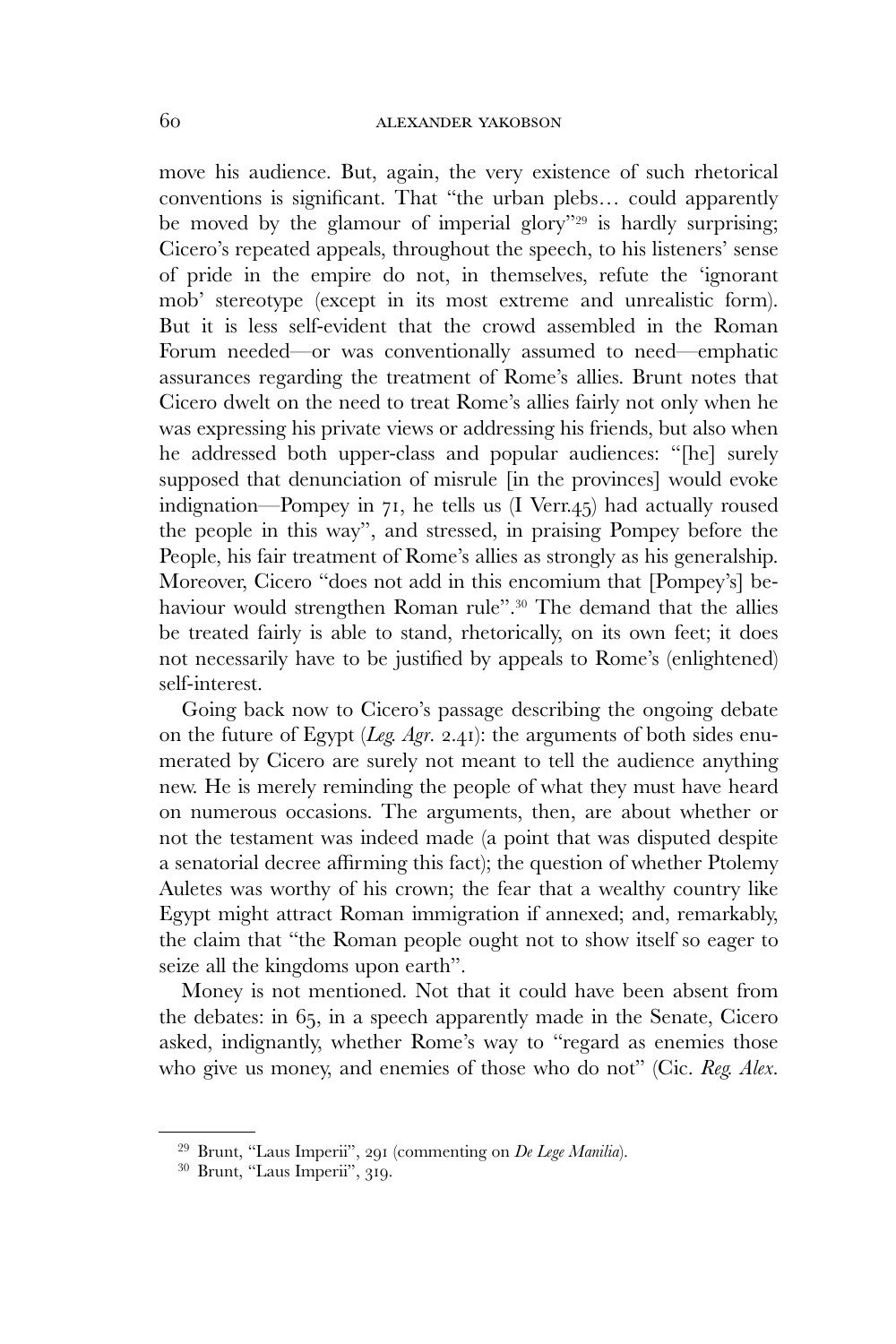move his audience. But, again, the very existence of such rhetorical conventions is significant. That "the urban plebs… could apparently be moved by the glamour of imperial glory"[29] is hardly surprising; Cicero's repeated appeals, throughout the speech, to his listeners' sense of pride in the empire do not, in themselves, refute the 'ignorant mob' stereotype (except in its most extreme and unrealistic form). But it is less self-evident that the crowd assembled in the Roman Forum needed—or was conventionally assumed to need—emphatic assurances regarding the treatment of Rome's allies. Brunt notes that Cicero dwelt on the need to treat Rome's allies fairly not only when he was expressing his private views or addressing his friends, but also when he addressed both upper-class and popular audiences: "[he] surely supposed that denunciation of misrule [in the provinces] would evoke indignation—Pompey in 71, he tells us (I Verr.45) had actually roused the people in this way", and stressed, in praising Pompey before the People, his fair treatment of Rome's allies as strongly as his generalship. Moreover, Cicero "does not add in this encomium that [Pompey's] behaviour would strengthen Roman rule".[30] The demand that the allies be treated fairly is able to stand, rhetorically, on its own feet; it does not necessarily have to be justified by appeals to Rome's (enlightened) self-interest.

Going back now to Cicero's passage describing the ongoing debate on the future of Egypt (*Leg. Agr.* 2.41): the arguments of both sides enumerated by Cicero are surely not meant to tell the audience anything new. He is merely reminding the people of what they must have heard on numerous occasions. The arguments, then, are about whether or not the testament was indeed made (a point that was disputed despite a senatorial decree affirming this fact); the question of whether Ptolemy Auletes was worthy of his crown; the fear that a wealthy country like Egypt might attract Roman immigration if annexed; and, remarkably, the claim that "the Roman people ought not to show itself so eager to seize all the kingdoms upon earth".

Money is not mentioned. Not that it could have been absent from the debates: in 65, in a speech apparently made in the Senate, Cicero asked, indignantly, whether Rome's way to "regard as enemies those who give us money, and enemies of those who do not" (Cic. *Reg. Alex.*

---

[29] Brunt, "Laus Imperii", 291 (commenting on *De Lege Manilia*).

[30] Brunt, "Laus Imperii", 319.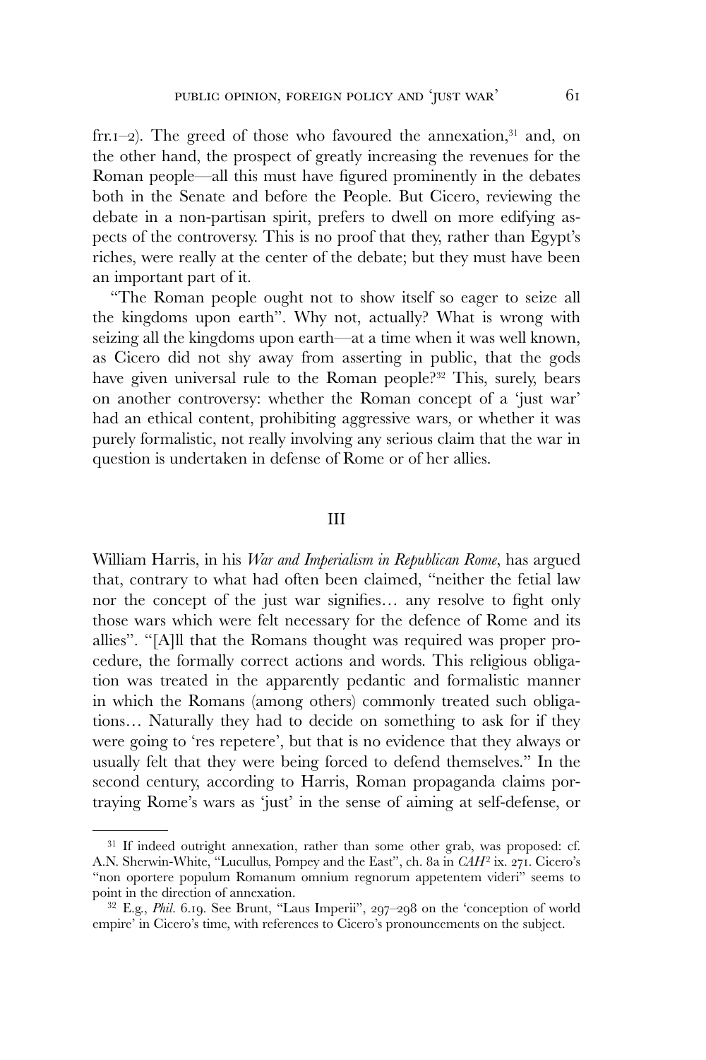frr.1–2). The greed of those who favoured the annexation,[31] and, on the other hand, the prospect of greatly increasing the revenues for the Roman people—all this must have figured prominently in the debates both in the Senate and before the People. But Cicero, reviewing the debate in a non-partisan spirit, prefers to dwell on more edifying aspects of the controversy. This is no proof that they, rather than Egypt's riches, were really at the center of the debate; but they must have been an important part of it.

"The Roman people ought not to show itself so eager to seize all the kingdoms upon earth". Why not, actually? What is wrong with seizing all the kingdoms upon earth—at a time when it was well known, as Cicero did not shy away from asserting in public, that the gods have given universal rule to the Roman people?[32] This, surely, bears on another controversy: whether the Roman concept of a 'just war' had an ethical content, prohibiting aggressive wars, or whether it was purely formalistic, not really involving any serious claim that the war in question is undertaken in defense of Rome or of her allies.

## III

William Harris, in his *War and Imperialism in Republican Rome*, has argued that, contrary to what had often been claimed, "neither the fetial law nor the concept of the just war signifies… any resolve to fight only those wars which were felt necessary for the defence of Rome and its allies". "[A]ll that the Romans thought was required was proper procedure, the formally correct actions and words. This religious obligation was treated in the apparently pedantic and formalistic manner in which the Romans (among others) commonly treated such obligations… Naturally they had to decide on something to ask for if they were going to 'res repetere', but that is no evidence that they always or usually felt that they were being forced to defend themselves." In the second century, according to Harris, Roman propaganda claims portraying Rome's wars as 'just' in the sense of aiming at self-defense, or

---

[31] If indeed outright annexation, rather than some other grab, was proposed: cf. A.N. Sherwin-White, "Lucullus, Pompey and the East", ch. 8a in *CAH*² ix. 271. Cicero's "non oportere populum Romanum omnium regnorum appetentem videri" seems to point in the direction of annexation.

[32] E.g., *Phil.* 6.19. See Brunt, "Laus Imperii", 297–298 on the 'conception of world empire' in Cicero's time, with references to Cicero's pronouncements on the subject.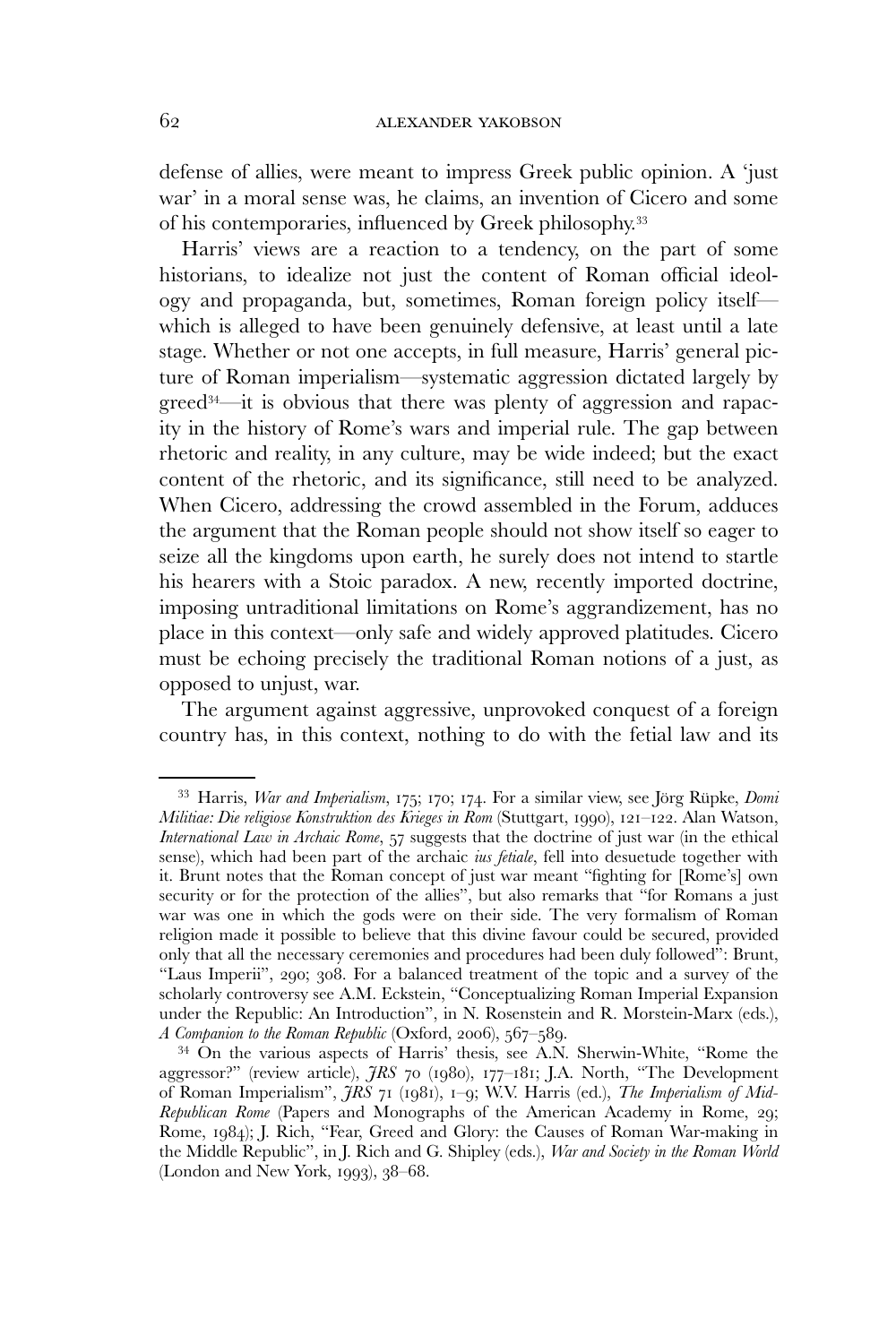defense of allies, were meant to impress Greek public opinion. A 'just war' in a moral sense was, he claims, an invention of Cicero and some of his contemporaries, influenced by Greek philosophy.[33]

Harris' views are a reaction to a tendency, on the part of some historians, to idealize not just the content of Roman official ideology and propaganda, but, sometimes, Roman foreign policy itself—which is alleged to have been genuinely defensive, at least until a late stage. Whether or not one accepts, in full measure, Harris' general picture of Roman imperialism—systematic aggression dictated largely by greed[34]—it is obvious that there was plenty of aggression and rapacity in the history of Rome's wars and imperial rule. The gap between rhetoric and reality, in any culture, may be wide indeed; but the exact content of the rhetoric, and its significance, still need to be analyzed. When Cicero, addressing the crowd assembled in the Forum, adduces the argument that the Roman people should not show itself so eager to seize all the kingdoms upon earth, he surely does not intend to startle his hearers with a Stoic paradox. A new, recently imported doctrine, imposing untraditional limitations on Rome's aggrandizement, has no place in this context—only safe and widely approved platitudes. Cicero must be echoing precisely the traditional Roman notions of a just, as opposed to unjust, war.

The argument against aggressive, unprovoked conquest of a foreign country has, in this context, nothing to do with the fetial law and its

---

[33] Harris, *War and Imperialism*, 175; 170; 174. For a similar view, see Jörg Rüpke, *Domi Militiae: Die religiose Konstruktion des Krieges in Rom* (Stuttgart, 1990), 121–122. Alan Watson, *International Law in Archaic Rome*, 57 suggests that the doctrine of just war (in the ethical sense), which had been part of the archaic *ius fetiale*, fell into desuetude together with it. Brunt notes that the Roman concept of just war meant "fighting for [Rome's] own security or for the protection of the allies", but also remarks that "for Romans a just war was one in which the gods were on their side. The very formalism of Roman religion made it possible to believe that this divine favour could be secured, provided only that all the necessary ceremonies and procedures had been duly followed": Brunt, "Laus Imperii", 290; 308. For a balanced treatment of the topic and a survey of the scholarly controversy see A.M. Eckstein, "Conceptualizing Roman Imperial Expansion under the Republic: An Introduction", in N. Rosenstein and R. Morstein-Marx (eds.), *A Companion to the Roman Republic* (Oxford, 2006), 567–589.

[34] On the various aspects of Harris' thesis, see A.N. Sherwin-White, "Rome the aggressor?" (review article), *JRS* 70 (1980), 177–181; J.A. North, "The Development of Roman Imperialism", *JRS* 71 (1981), 1–9; W.V. Harris (ed.), *The Imperialism of Mid-Republican Rome* (Papers and Monographs of the American Academy in Rome, 29; Rome, 1984); J. Rich, "Fear, Greed and Glory: the Causes of Roman War-making in the Middle Republic", in J. Rich and G. Shipley (eds.), *War and Society in the Roman World* (London and New York, 1993), 38–68.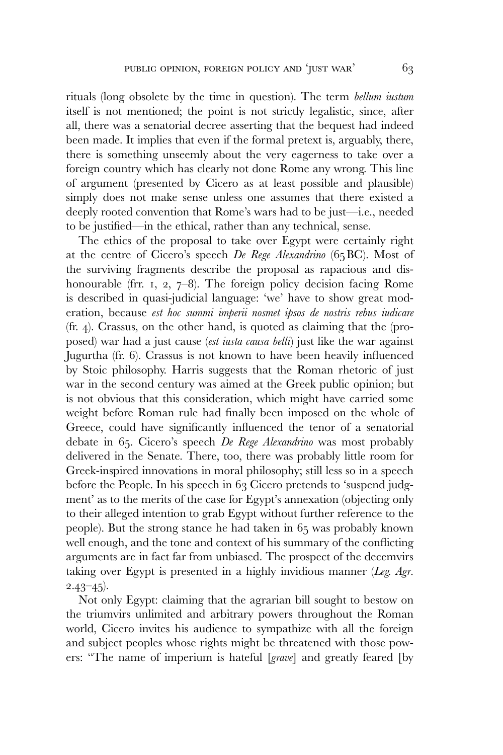rituals (long obsolete by the time in question). The term *bellum iustum* itself is not mentioned; the point is not strictly legalistic, since, after all, there was a senatorial decree asserting that the bequest had indeed been made. It implies that even if the formal pretext is, arguably, there, there is something unseemly about the very eagerness to take over a foreign country which has clearly not done Rome any wrong. This line of argument (presented by Cicero as at least possible and plausible) simply does not make sense unless one assumes that there existed a deeply rooted convention that Rome's wars had to be just—i.e., needed to be justified—in the ethical, rather than any technical, sense.

The ethics of the proposal to take over Egypt were certainly right at the centre of Cicero's speech *De Rege Alexandrino* (65 BC). Most of the surviving fragments describe the proposal as rapacious and dishonourable (frr. 1, 2, 7–8). The foreign policy decision facing Rome is described in quasi-judicial language: 'we' have to show great moderation, because *est hoc summi imperii nosmet ipsos de nostris rebus iudicare* (fr. 4). Crassus, on the other hand, is quoted as claiming that the (proposed) war had a just cause (*est iusta causa belli*) just like the war against Jugurtha (fr. 6). Crassus is not known to have been heavily influenced by Stoic philosophy. Harris suggests that the Roman rhetoric of just war in the second century was aimed at the Greek public opinion; but is not obvious that this consideration, which might have carried some weight before Roman rule had finally been imposed on the whole of Greece, could have significantly influenced the tenor of a senatorial debate in 65. Cicero's speech *De Rege Alexandrino* was most probably delivered in the Senate. There, too, there was probably little room for Greek-inspired innovations in moral philosophy; still less so in a speech before the People. In his speech in 63 Cicero pretends to 'suspend judgment' as to the merits of the case for Egypt's annexation (objecting only to their alleged intention to grab Egypt without further reference to the people). But the strong stance he had taken in 65 was probably known well enough, and the tone and context of his summary of the conflicting arguments are in fact far from unbiased. The prospect of the decemvirs taking over Egypt is presented in a highly invidious manner (*Leg. Agr.* 2.43–45).

Not only Egypt: claiming that the agrarian bill sought to bestow on the triumvirs unlimited and arbitrary powers throughout the Roman world, Cicero invites his audience to sympathize with all the foreign and subject peoples whose rights might be threatened with those powers: "The name of imperium is hateful [*grave*] and greatly feared [by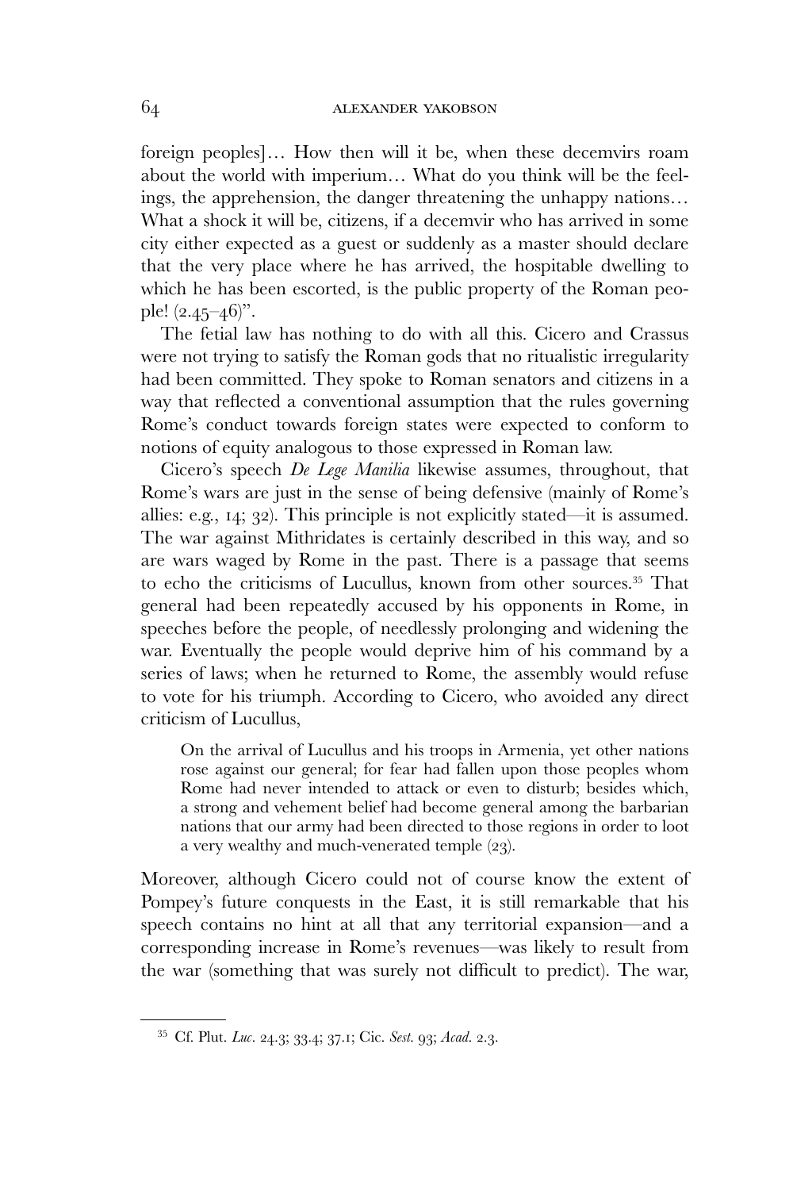foreign peoples]… How then will it be, when these decemvirs roam about the world with imperium… What do you think will be the feelings, the apprehension, the danger threatening the unhappy nations… What a shock it will be, citizens, if a decemvir who has arrived in some city either expected as a guest or suddenly as a master should declare that the very place where he has arrived, the hospitable dwelling to which he has been escorted, is the public property of the Roman people! (2.45–46)".

The fetial law has nothing to do with all this. Cicero and Crassus were not trying to satisfy the Roman gods that no ritualistic irregularity had been committed. They spoke to Roman senators and citizens in a way that reflected a conventional assumption that the rules governing Rome's conduct towards foreign states were expected to conform to notions of equity analogous to those expressed in Roman law.

Cicero's speech *De Lege Manilia* likewise assumes, throughout, that Rome's wars are just in the sense of being defensive (mainly of Rome's allies: e.g., 14; 32). This principle is not explicitly stated—it is assumed. The war against Mithridates is certainly described in this way, and so are wars waged by Rome in the past. There is a passage that seems to echo the criticisms of Lucullus, known from other sources.[35] That general had been repeatedly accused by his opponents in Rome, in speeches before the people, of needlessly prolonging and widening the war. Eventually the people would deprive him of his command by a series of laws; when he returned to Rome, the assembly would refuse to vote for his triumph. According to Cicero, who avoided any direct criticism of Lucullus,

> On the arrival of Lucullus and his troops in Armenia, yet other nations rose against our general; for fear had fallen upon those peoples whom Rome had never intended to attack or even to disturb; besides which, a strong and vehement belief had become general among the barbarian nations that our army had been directed to those regions in order to loot a very wealthy and much-venerated temple (23).

Moreover, although Cicero could not of course know the extent of Pompey's future conquests in the East, it is still remarkable that his speech contains no hint at all that any territorial expansion—and a corresponding increase in Rome's revenues—was likely to result from the war (something that was surely not difficult to predict). The war,

---

[35] Cf. Plut. *Luc.* 24.3; 33.4; 37.1; Cic. *Sest.* 93; *Acad.* 2.3.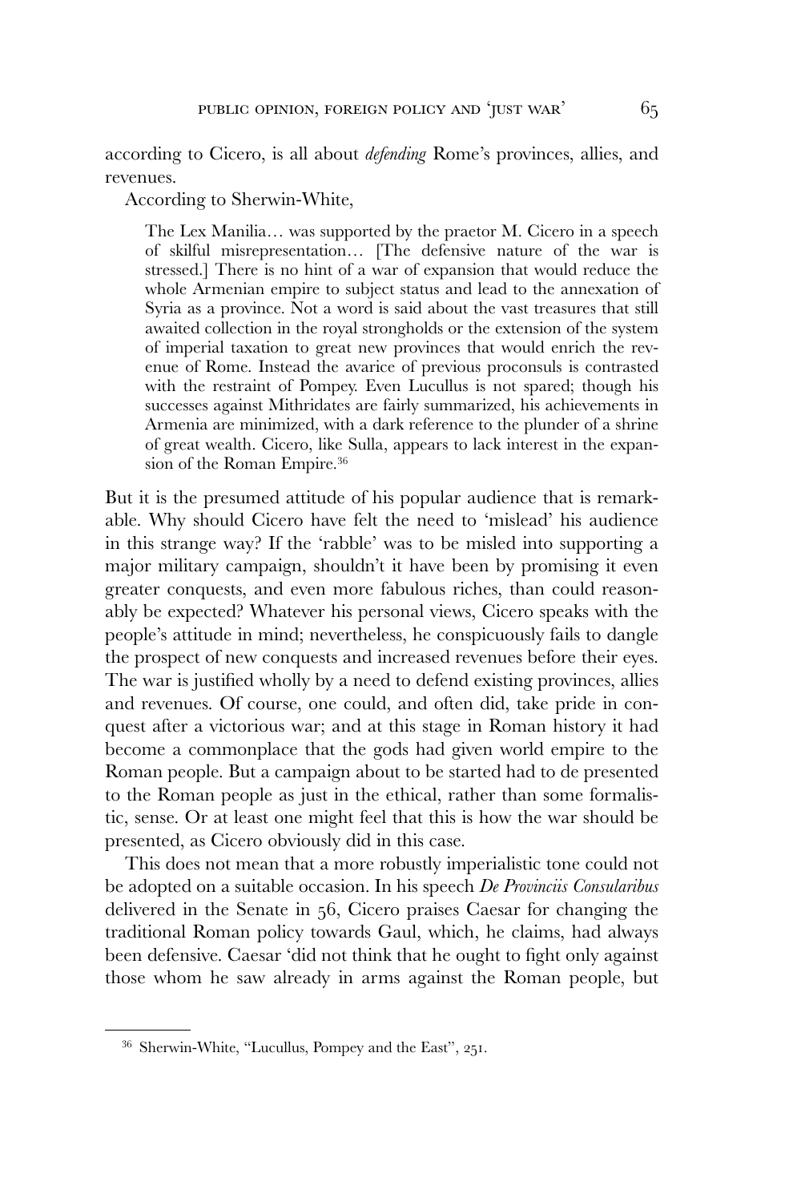according to Cicero, is all about *defending* Rome's provinces, allies, and revenues.

According to Sherwin-White,

> The Lex Manilia… was supported by the praetor M. Cicero in a speech of skilful misrepresentation… [The defensive nature of the war is stressed.] There is no hint of a war of expansion that would reduce the whole Armenian empire to subject status and lead to the annexation of Syria as a province. Not a word is said about the vast treasures that still awaited collection in the royal strongholds or the extension of the system of imperial taxation to great new provinces that would enrich the revenue of Rome. Instead the avarice of previous proconsuls is contrasted with the restraint of Pompey. Even Lucullus is not spared; though his successes against Mithridates are fairly summarized, his achievements in Armenia are minimized, with a dark reference to the plunder of a shrine of great wealth. Cicero, like Sulla, appears to lack interest in the expansion of the Roman Empire.[36]

But it is the presumed attitude of his popular audience that is remarkable. Why should Cicero have felt the need to 'mislead' his audience in this strange way? If the 'rabble' was to be misled into supporting a major military campaign, shouldn't it have been by promising it even greater conquests, and even more fabulous riches, than could reasonably be expected? Whatever his personal views, Cicero speaks with the people's attitude in mind; nevertheless, he conspicuously fails to dangle the prospect of new conquests and increased revenues before their eyes. The war is justified wholly by a need to defend existing provinces, allies and revenues. Of course, one could, and often did, take pride in conquest after a victorious war; and at this stage in Roman history it had become a commonplace that the gods had given world empire to the Roman people. But a campaign about to be started had to de presented to the Roman people as just in the ethical, rather than some formalistic, sense. Or at least one might feel that this is how the war should be presented, as Cicero obviously did in this case.

This does not mean that a more robustly imperialistic tone could not be adopted on a suitable occasion. In his speech *De Provinciis Consularibus* delivered in the Senate in 56, Cicero praises Caesar for changing the traditional Roman policy towards Gaul, which, he claims, had always been defensive. Caesar 'did not think that he ought to fight only against those whom he saw already in arms against the Roman people, but

[36] Sherwin-White, "Lucullus, Pompey and the East", 251.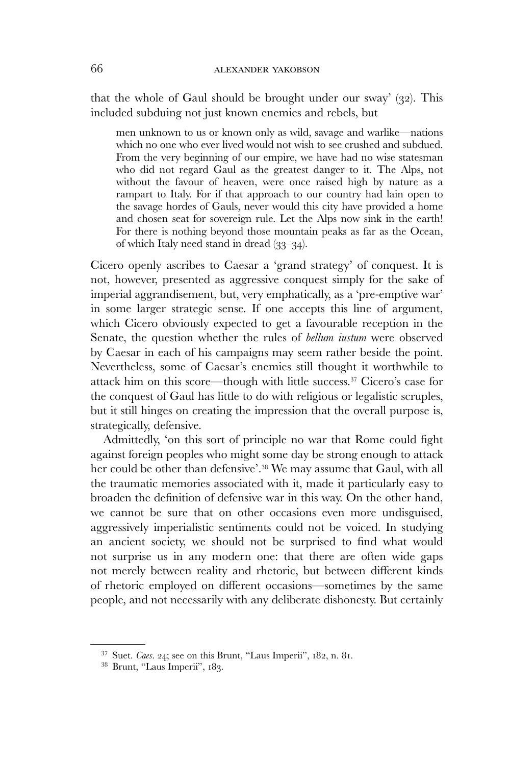that the whole of Gaul should be brought under our sway' (32). This included subduing not just known enemies and rebels, but

> men unknown to us or known only as wild, savage and warlike—nations which no one who ever lived would not wish to see crushed and subdued. From the very beginning of our empire, we have had no wise statesman who did not regard Gaul as the greatest danger to it. The Alps, not without the favour of heaven, were once raised high by nature as a rampart to Italy. For if that approach to our country had lain open to the savage hordes of Gauls, never would this city have provided a home and chosen seat for sovereign rule. Let the Alps now sink in the earth! For there is nothing beyond those mountain peaks as far as the Ocean, of which Italy need stand in dread (33–34).

Cicero openly ascribes to Caesar a 'grand strategy' of conquest. It is not, however, presented as aggressive conquest simply for the sake of imperial aggrandisement, but, very emphatically, as a 'pre-emptive war' in some larger strategic sense. If one accepts this line of argument, which Cicero obviously expected to get a favourable reception in the Senate, the question whether the rules of *bellum iustum* were observed by Caesar in each of his campaigns may seem rather beside the point. Nevertheless, some of Caesar's enemies still thought it worthwhile to attack him on this score—though with little success.[37] Cicero's case for the conquest of Gaul has little to do with religious or legalistic scruples, but it still hinges on creating the impression that the overall purpose is, strategically, defensive.

Admittedly, 'on this sort of principle no war that Rome could fight against foreign peoples who might some day be strong enough to attack her could be other than defensive'.[38] We may assume that Gaul, with all the traumatic memories associated with it, made it particularly easy to broaden the definition of defensive war in this way. On the other hand, we cannot be sure that on other occasions even more undisguised, aggressively imperialistic sentiments could not be voiced. In studying an ancient society, we should not be surprised to find what would not surprise us in any modern one: that there are often wide gaps not merely between reality and rhetoric, but between different kinds of rhetoric employed on different occasions—sometimes by the same people, and not necessarily with any deliberate dishonesty. But certainly

[37] Suet. *Caes.* 24; see on this Brunt, "Laus Imperii", 182, n. 81.

[38] Brunt, "Laus Imperii", 183.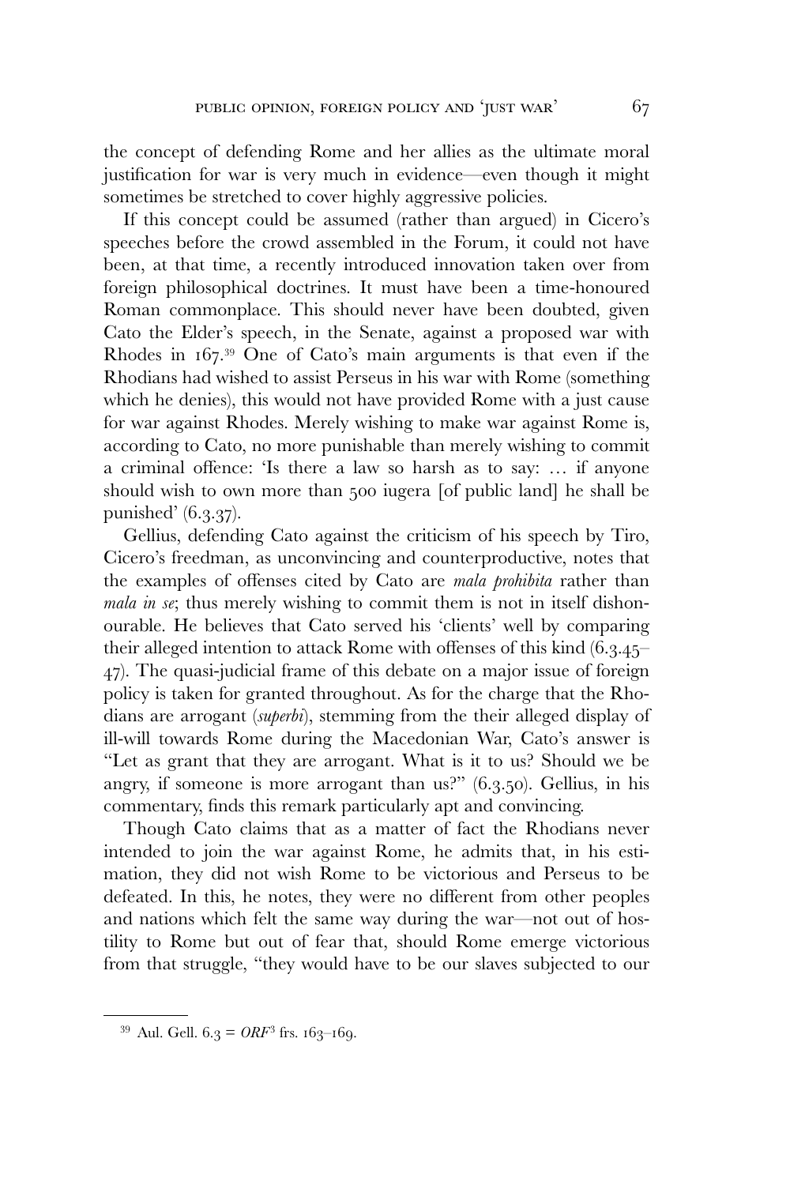the concept of defending Rome and her allies as the ultimate moral justification for war is very much in evidence—even though it might sometimes be stretched to cover highly aggressive policies.

If this concept could be assumed (rather than argued) in Cicero's speeches before the crowd assembled in the Forum, it could not have been, at that time, a recently introduced innovation taken over from foreign philosophical doctrines. It must have been a time-honoured Roman commonplace. This should never have been doubted, given Cato the Elder's speech, in the Senate, against a proposed war with Rhodes in 167.[39] One of Cato's main arguments is that even if the Rhodians had wished to assist Perseus in his war with Rome (something which he denies), this would not have provided Rome with a just cause for war against Rhodes. Merely wishing to make war against Rome is, according to Cato, no more punishable than merely wishing to commit a criminal offence: 'Is there a law so harsh as to say: … if anyone should wish to own more than 500 iugera [of public land] he shall be punished' (6.3.37).

Gellius, defending Cato against the criticism of his speech by Tiro, Cicero's freedman, as unconvincing and counterproductive, notes that the examples of offenses cited by Cato are *mala prohibita* rather than *mala in se*; thus merely wishing to commit them is not in itself dishonourable. He believes that Cato served his 'clients' well by comparing their alleged intention to attack Rome with offenses of this kind (6.3.45–47). The quasi-judicial frame of this debate on a major issue of foreign policy is taken for granted throughout. As for the charge that the Rhodians are arrogant (*superbi*), stemming from the their alleged display of ill-will towards Rome during the Macedonian War, Cato's answer is "Let as grant that they are arrogant. What is it to us? Should we be angry, if someone is more arrogant than us?" (6.3.50). Gellius, in his commentary, finds this remark particularly apt and convincing.

Though Cato claims that as a matter of fact the Rhodians never intended to join the war against Rome, he admits that, in his estimation, they did not wish Rome to be victorious and Perseus to be defeated. In this, he notes, they were no different from other peoples and nations which felt the same way during the war—not out of hostility to Rome but out of fear that, should Rome emerge victorious from that struggle, "they would have to be our slaves subjected to our

---

[39] Aul. Gell. 6.3 = *ORF*[3] frs. 163–169.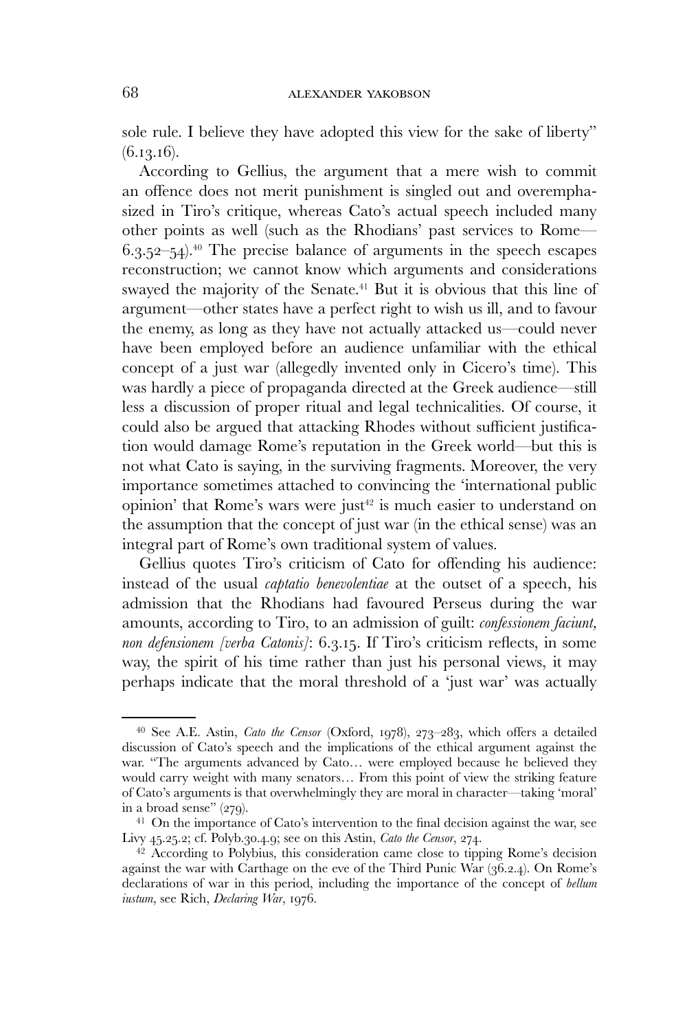sole rule. I believe they have adopted this view for the sake of liberty" (6.13.16).

According to Gellius, the argument that a mere wish to commit an offence does not merit punishment is singled out and overemphasized in Tiro's critique, whereas Cato's actual speech included many other points as well (such as the Rhodians' past services to Rome—6.3.52–54).[40] The precise balance of arguments in the speech escapes reconstruction; we cannot know which arguments and considerations swayed the majority of the Senate.[41] But it is obvious that this line of argument—other states have a perfect right to wish us ill, and to favour the enemy, as long as they have not actually attacked us—could never have been employed before an audience unfamiliar with the ethical concept of a just war (allegedly invented only in Cicero's time). This was hardly a piece of propaganda directed at the Greek audience—still less a discussion of proper ritual and legal technicalities. Of course, it could also be argued that attacking Rhodes without sufficient justification would damage Rome's reputation in the Greek world—but this is not what Cato is saying, in the surviving fragments. Moreover, the very importance sometimes attached to convincing the 'international public opinion' that Rome's wars were just[42] is much easier to understand on the assumption that the concept of just war (in the ethical sense) was an integral part of Rome's own traditional system of values.

Gellius quotes Tiro's criticism of Cato for offending his audience: instead of the usual *captatio benevolentiae* at the outset of a speech, his admission that the Rhodians had favoured Perseus during the war amounts, according to Tiro, to an admission of guilt: *confessionem faciunt, non defensionem [verba Catonis]*: 6.3.15. If Tiro's criticism reflects, in some way, the spirit of his time rather than just his personal views, it may perhaps indicate that the moral threshold of a 'just war' was actually

---

[40] See A.E. Astin, *Cato the Censor* (Oxford, 1978), 273–283, which offers a detailed discussion of Cato's speech and the implications of the ethical argument against the war. "The arguments advanced by Cato… were employed because he believed they would carry weight with many senators… From this point of view the striking feature of Cato's arguments is that overwhelmingly they are moral in character—taking 'moral' in a broad sense" (279).

[41] On the importance of Cato's intervention to the final decision against the war, see Livy 45.25.2; cf. Polyb.30.4.9; see on this Astin, *Cato the Censor*, 274.

[42] According to Polybius, this consideration came close to tipping Rome's decision against the war with Carthage on the eve of the Third Punic War (36.2.4). On Rome's declarations of war in this period, including the importance of the concept of *bellum iustum*, see Rich, *Declaring War*, 1976.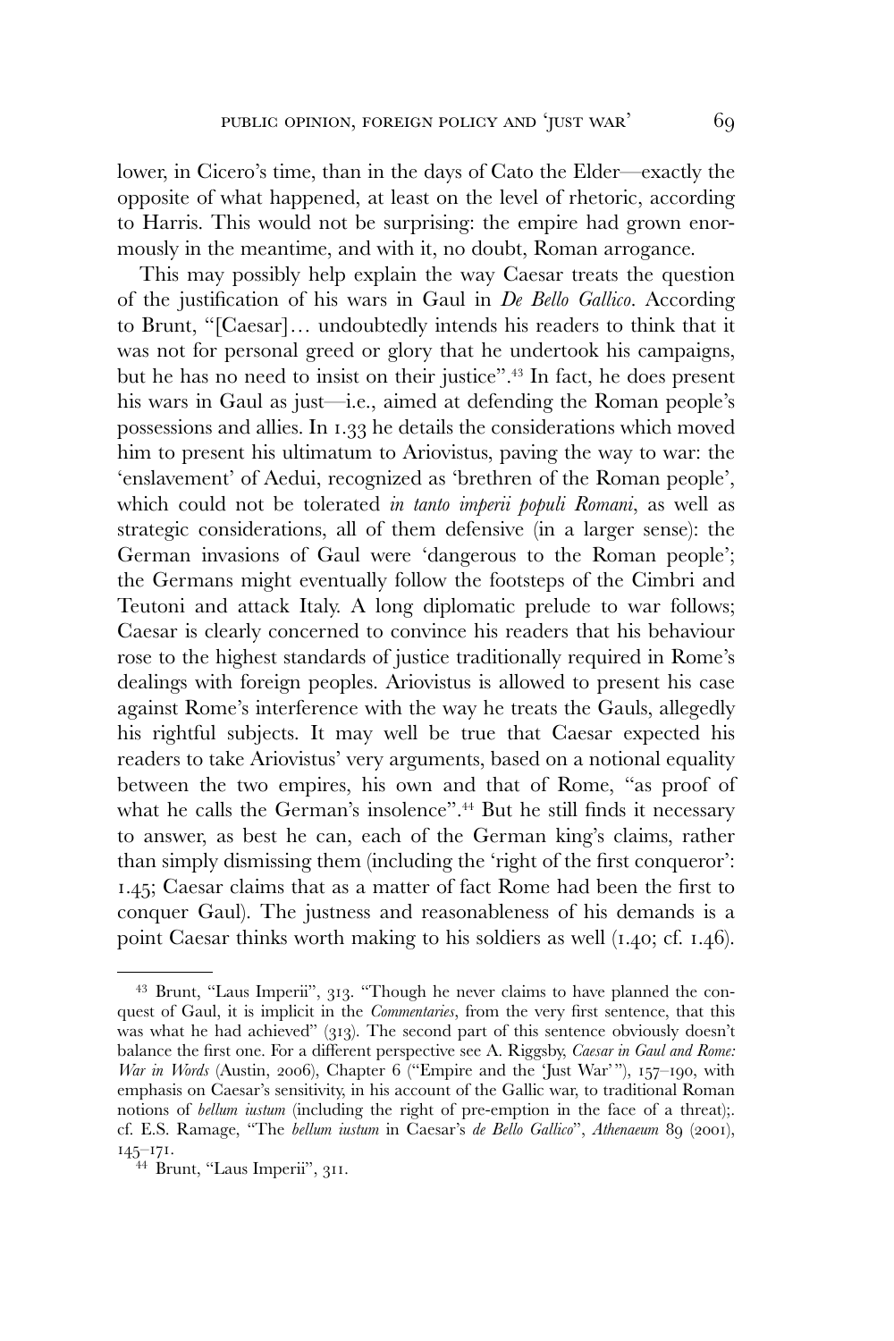lower, in Cicero's time, than in the days of Cato the Elder—exactly the opposite of what happened, at least on the level of rhetoric, according to Harris. This would not be surprising: the empire had grown enormously in the meantime, and with it, no doubt, Roman arrogance.

This may possibly help explain the way Caesar treats the question of the justification of his wars in Gaul in *De Bello Gallico*. According to Brunt, "[Caesar]… undoubtedly intends his readers to think that it was not for personal greed or glory that he undertook his campaigns, but he has no need to insist on their justice".[43] In fact, he does present his wars in Gaul as just—i.e., aimed at defending the Roman people's possessions and allies. In 1.33 he details the considerations which moved him to present his ultimatum to Ariovistus, paving the way to war: the 'enslavement' of Aedui, recognized as 'brethren of the Roman people', which could not be tolerated *in tanto imperii populi Romani*, as well as strategic considerations, all of them defensive (in a larger sense): the German invasions of Gaul were 'dangerous to the Roman people'; the Germans might eventually follow the footsteps of the Cimbri and Teutoni and attack Italy. A long diplomatic prelude to war follows; Caesar is clearly concerned to convince his readers that his behaviour rose to the highest standards of justice traditionally required in Rome's dealings with foreign peoples. Ariovistus is allowed to present his case against Rome's interference with the way he treats the Gauls, allegedly his rightful subjects. It may well be true that Caesar expected his readers to take Ariovistus' very arguments, based on a notional equality between the two empires, his own and that of Rome, "as proof of what he calls the German's insolence".[44] But he still finds it necessary to answer, as best he can, each of the German king's claims, rather than simply dismissing them (including the 'right of the first conqueror': 1.45; Caesar claims that as a matter of fact Rome had been the first to conquer Gaul). The justness and reasonableness of his demands is a point Caesar thinks worth making to his soldiers as well (1.40; cf. 1.46).

---

[43] Brunt, "Laus Imperii", 313. "Though he never claims to have planned the conquest of Gaul, it is implicit in the *Commentaries*, from the very first sentence, that this was what he had achieved" (313). The second part of this sentence obviously doesn't balance the first one. For a different perspective see A. Riggsby, *Caesar in Gaul and Rome: War in Words* (Austin, 2006), Chapter 6 ("Empire and the 'Just War'"), 157–190, with emphasis on Caesar's sensitivity, in his account of the Gallic war, to traditional Roman notions of *bellum iustum* (including the right of pre-emption in the face of a threat);. cf. E.S. Ramage, "The *bellum iustum* in Caesar's *de Bello Gallico*", *Athenaeum* 89 (2001), 145–171.

[44] Brunt, "Laus Imperii", 311.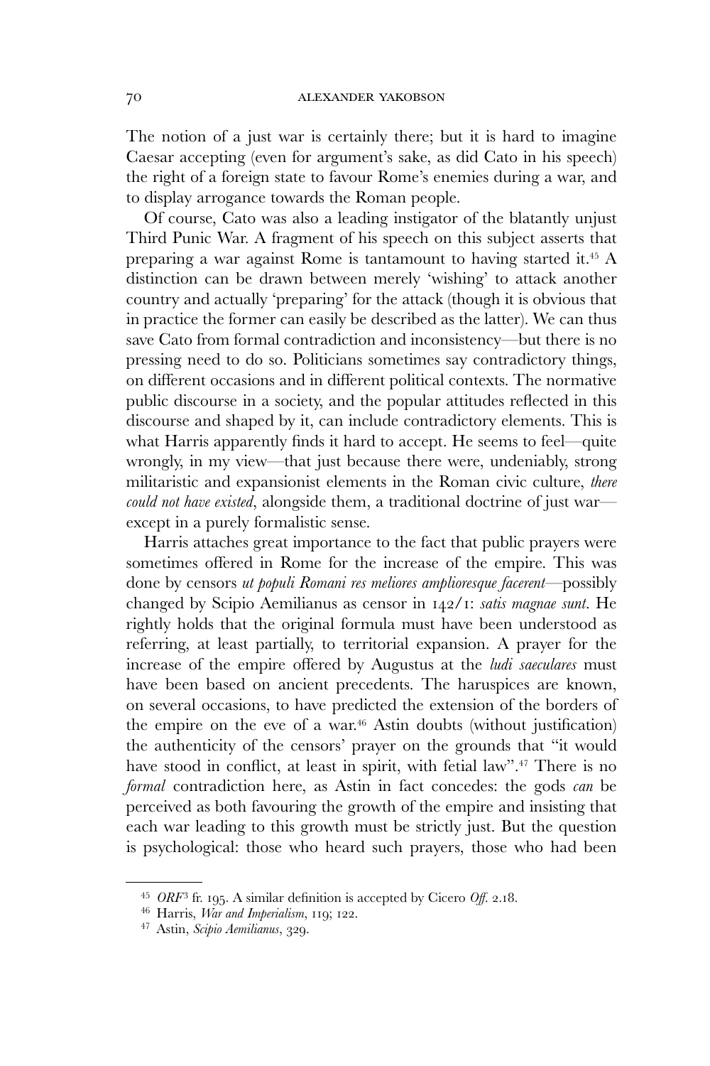The notion of a just war is certainly there; but it is hard to imagine Caesar accepting (even for argument's sake, as did Cato in his speech) the right of a foreign state to favour Rome's enemies during a war, and to display arrogance towards the Roman people.

Of course, Cato was also a leading instigator of the blatantly unjust Third Punic War. A fragment of his speech on this subject asserts that preparing a war against Rome is tantamount to having started it.[45] A distinction can be drawn between merely 'wishing' to attack another country and actually 'preparing' for the attack (though it is obvious that in practice the former can easily be described as the latter). We can thus save Cato from formal contradiction and inconsistency—but there is no pressing need to do so. Politicians sometimes say contradictory things, on different occasions and in different political contexts. The normative public discourse in a society, and the popular attitudes reflected in this discourse and shaped by it, can include contradictory elements. This is what Harris apparently finds it hard to accept. He seems to feel—quite wrongly, in my view—that just because there were, undeniably, strong militaristic and expansionist elements in the Roman civic culture, *there could not have existed*, alongside them, a traditional doctrine of just war—except in a purely formalistic sense.

Harris attaches great importance to the fact that public prayers were sometimes offered in Rome for the increase of the empire. This was done by censors *ut populi Romani res meliores amplioresque facerent*—possibly changed by Scipio Aemilianus as censor in 142/1: *satis magnae sunt*. He rightly holds that the original formula must have been understood as referring, at least partially, to territorial expansion. A prayer for the increase of the empire offered by Augustus at the *ludi saeculares* must have been based on ancient precedents. The haruspices are known, on several occasions, to have predicted the extension of the borders of the empire on the eve of a war.[46] Astin doubts (without justification) the authenticity of the censors' prayer on the grounds that "it would have stood in conflict, at least in spirit, with fetial law".[47] There is no *formal* contradiction here, as Astin in fact concedes: the gods *can* be perceived as both favouring the growth of the empire and insisting that each war leading to this growth must be strictly just. But the question is psychological: those who heard such prayers, those who had been

---

[45] *ORF*³ fr. 195. A similar definition is accepted by Cicero *Off.* 2.18.

[46] Harris, *War and Imperialism*, 119; 122.

[47] Astin, *Scipio Aemilianus*, 329.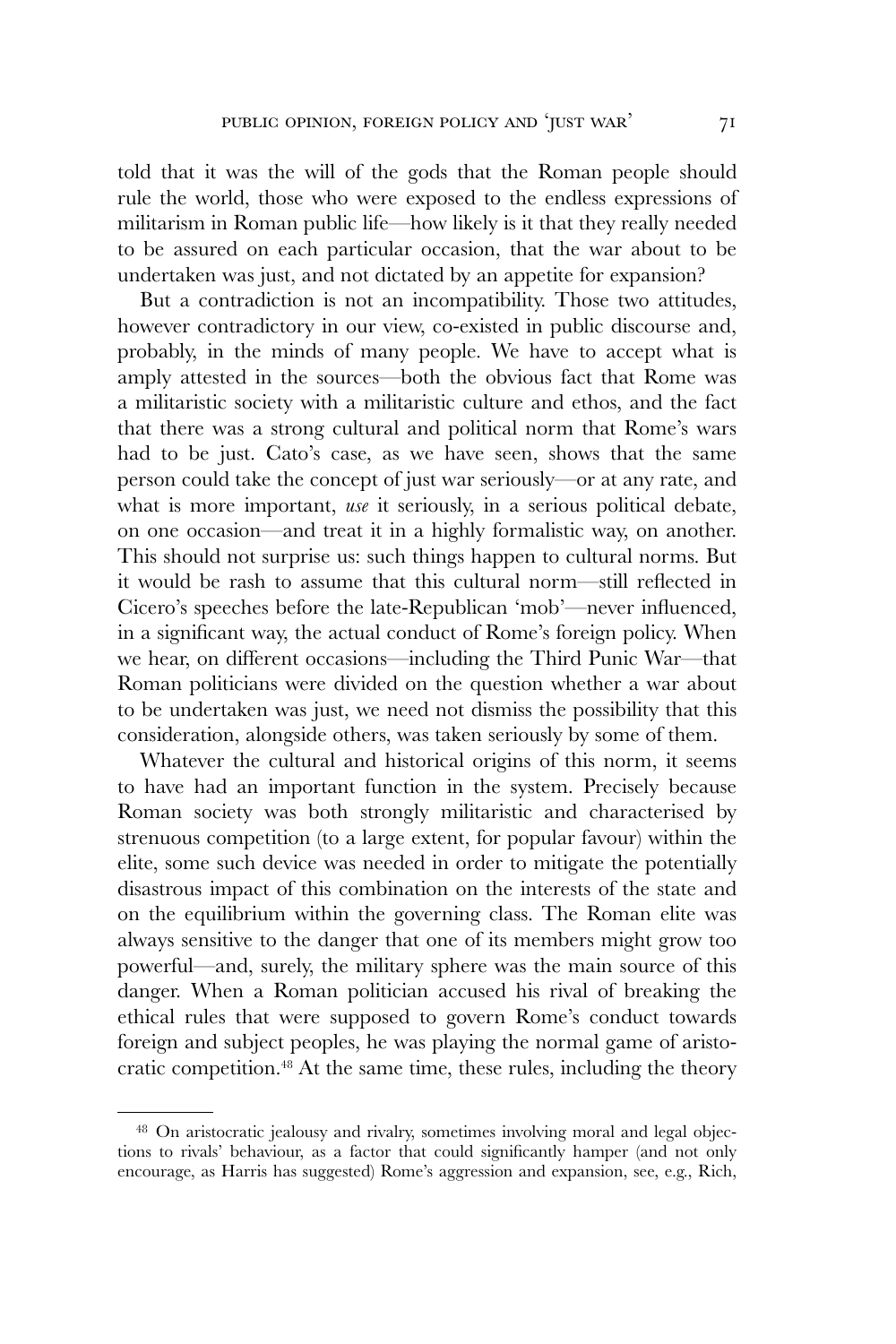told that it was the will of the gods that the Roman people should rule the world, those who were exposed to the endless expressions of militarism in Roman public life—how likely is it that they really needed to be assured on each particular occasion, that the war about to be undertaken was just, and not dictated by an appetite for expansion?

But a contradiction is not an incompatibility. Those two attitudes, however contradictory in our view, co-existed in public discourse and, probably, in the minds of many people. We have to accept what is amply attested in the sources—both the obvious fact that Rome was a militaristic society with a militaristic culture and ethos, and the fact that there was a strong cultural and political norm that Rome's wars had to be just. Cato's case, as we have seen, shows that the same person could take the concept of just war seriously—or at any rate, and what is more important, *use* it seriously, in a serious political debate, on one occasion—and treat it in a highly formalistic way, on another. This should not surprise us: such things happen to cultural norms. But it would be rash to assume that this cultural norm—still reflected in Cicero's speeches before the late-Republican 'mob'—never influenced, in a significant way, the actual conduct of Rome's foreign policy. When we hear, on different occasions—including the Third Punic War—that Roman politicians were divided on the question whether a war about to be undertaken was just, we need not dismiss the possibility that this consideration, alongside others, was taken seriously by some of them.

Whatever the cultural and historical origins of this norm, it seems to have had an important function in the system. Precisely because Roman society was both strongly militaristic and characterised by strenuous competition (to a large extent, for popular favour) within the elite, some such device was needed in order to mitigate the potentially disastrous impact of this combination on the interests of the state and on the equilibrium within the governing class. The Roman elite was always sensitive to the danger that one of its members might grow too powerful—and, surely, the military sphere was the main source of this danger. When a Roman politician accused his rival of breaking the ethical rules that were supposed to govern Rome's conduct towards foreign and subject peoples, he was playing the normal game of aristocratic competition.[48] At the same time, these rules, including the theory

[48] On aristocratic jealousy and rivalry, sometimes involving moral and legal objections to rivals' behaviour, as a factor that could significantly hamper (and not only encourage, as Harris has suggested) Rome's aggression and expansion, see, e.g., Rich,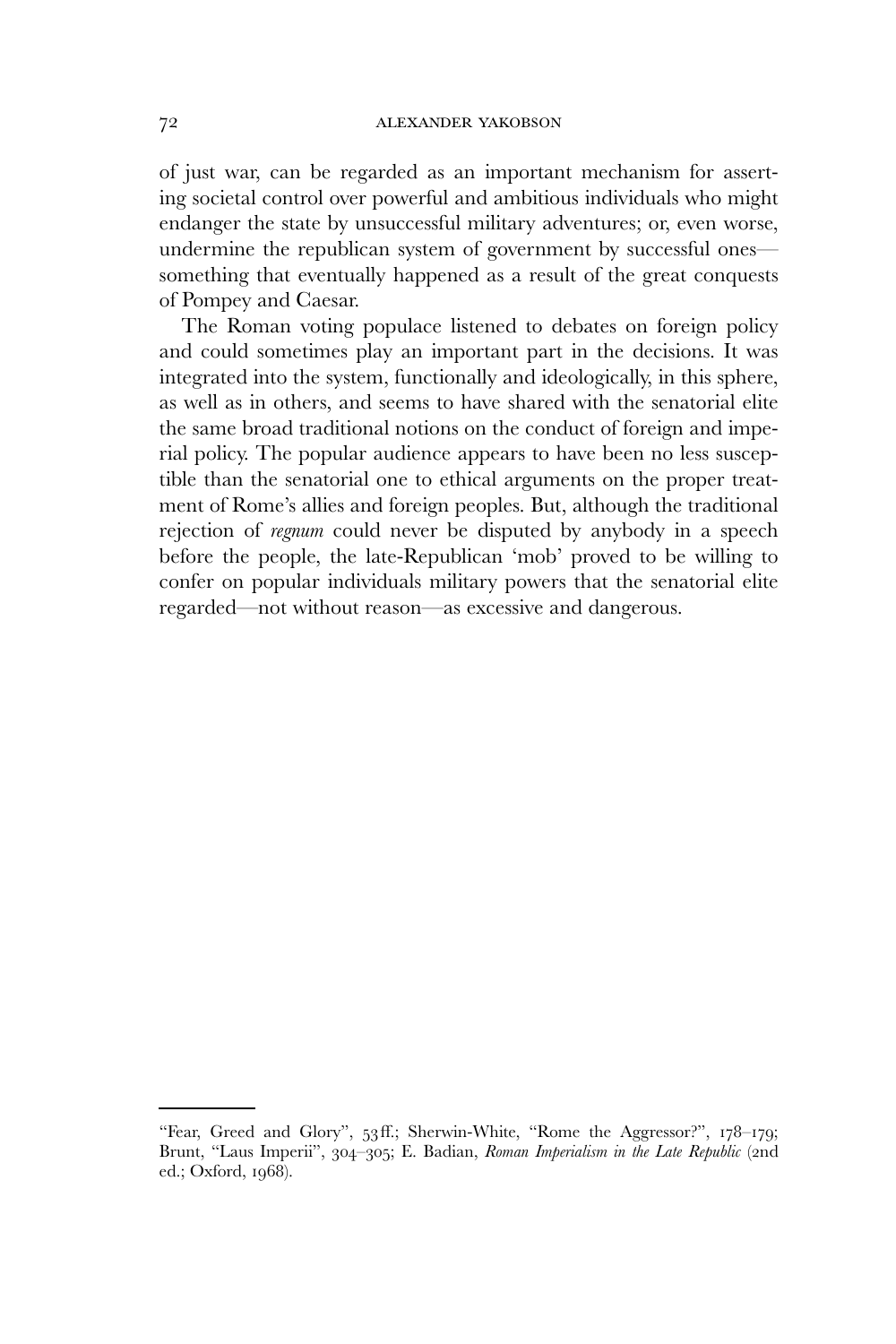of just war, can be regarded as an important mechanism for asserting societal control over powerful and ambitious individuals who might endanger the state by unsuccessful military adventures; or, even worse, undermine the republican system of government by successful ones—something that eventually happened as a result of the great conquests of Pompey and Caesar.

The Roman voting populace listened to debates on foreign policy and could sometimes play an important part in the decisions. It was integrated into the system, functionally and ideologically, in this sphere, as well as in others, and seems to have shared with the senatorial elite the same broad traditional notions on the conduct of foreign and imperial policy. The popular audience appears to have been no less susceptible than the senatorial one to ethical arguments on the proper treatment of Rome's allies and foreign peoples. But, although the traditional rejection of *regnum* could never be disputed by anybody in a speech before the people, the late-Republican 'mob' proved to be willing to confer on popular individuals military powers that the senatorial elite regarded—not without reason—as excessive and dangerous.

---

"Fear, Greed and Glory", 53ff.; Sherwin-White, "Rome the Aggressor?", 178–179; Brunt, "Laus Imperii", 304–305; E. Badian, *Roman Imperialism in the Late Republic* (2nd ed.; Oxford, 1968).